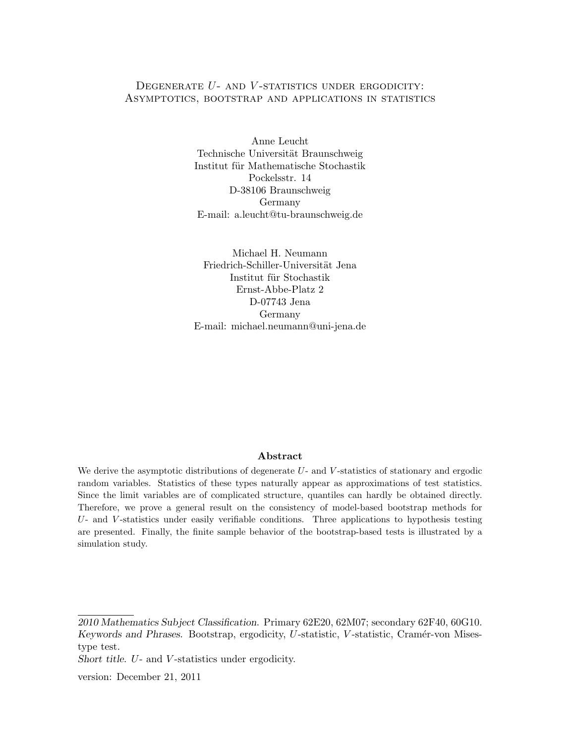# Degenerate $U$- and $V$-statistics under ergodicity: Asymptotics, bootstrap and applications in statistics

Anne Leucht
Technische Universität Braunschweig
Institut für Mathematische Stochastik
Pockelsstr. 14
D-38106 Braunschweig
Germany
E-mail: a.leucht@tu-braunschweig.de

Michael H. Neumann
Friedrich-Schiller-Universität Jena
Institut für Stochastik
Ernst-Abbe-Platz 2
D-07743 Jena
Germany
E-mail: michael.neumann@uni-jena.de

**Abstract**

We derive the asymptotic distributions of degenerate $U$- and $V$-statistics of stationary and ergodic random variables. Statistics of these types naturally appear as approximations of test statistics. Since the limit variables are of complicated structure, quantiles can hardly be obtained directly. Therefore, we prove a general result on the consistency of model-based bootstrap methods for $U$- and $V$-statistics under easily verifiable conditions. Three applications to hypothesis testing are presented. Finally, the finite sample behavior of the bootstrap-based tests is illustrated by a simulation study.

---

*2010 Mathematics Subject Classification.* Primary 62E20, 62M07; secondary 62F40, 60G10.
*Keywords and Phrases.* Bootstrap, ergodicity, $U$-statistic, $V$-statistic, Cramér-von Mises-type test.
*Short title.* $U$- and $V$-statistics under ergodicity.

version: December 21, 2011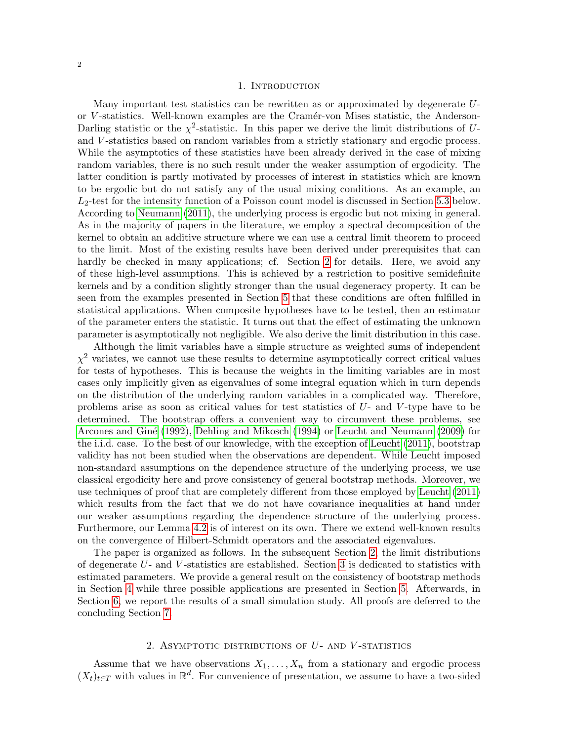## 1. Introduction

Many important test statistics can be rewritten as or approximated by degenerate $U$- or $V$-statistics. Well-known examples are the Cramér-von Mises statistic, the Anderson-Darling statistic or the $\chi^2$-statistic. In this paper we derive the limit distributions of $U$- and $V$-statistics based on random variables from a strictly stationary and ergodic process. While the asymptotics of these statistics have been already derived in the case of mixing random variables, there is no such result under the weaker assumption of ergodicity. The latter condition is partly motivated by processes of interest in statistics which are known to be ergodic but do not satisfy any of the usual mixing conditions. As an example, an $L_2$-test for the intensity function of a Poisson count model is discussed in Section 5.3 below. According to Neumann (2011), the underlying process is ergodic but not mixing in general. As in the majority of papers in the literature, we employ a spectral decomposition of the kernel to obtain an additive structure where we can use a central limit theorem to proceed to the limit. Most of the existing results have been derived under prerequisites that can hardly be checked in many applications; cf. Section 2 for details. Here, we avoid any of these high-level assumptions. This is achieved by a restriction to positive semidefinite kernels and by a condition slightly stronger than the usual degeneracy property. It can be seen from the examples presented in Section 5 that these conditions are often fulfilled in statistical applications. When composite hypotheses have to be tested, then an estimator of the parameter enters the statistic. It turns out that the effect of estimating the unknown parameter is asymptotically not negligible. We also derive the limit distribution in this case.

Although the limit variables have a simple structure as weighted sums of independent $\chi^2$ variates, we cannot use these results to determine asymptotically correct critical values for tests of hypotheses. This is because the weights in the limiting variables are in most cases only implicitly given as eigenvalues of some integral equation which in turn depends on the distribution of the underlying random variables in a complicated way. Therefore, problems arise as soon as critical values for test statistics of $U$- and $V$-type have to be determined. The bootstrap offers a convenient way to circumvent these problems, see Arcones and Giné (1992), Dehling and Mikosch (1994) or Leucht and Neumann (2009) for the i.i.d. case. To the best of our knowledge, with the exception of Leucht (2011), bootstrap validity has not been studied when the observations are dependent. While Leucht imposed non-standard assumptions on the dependence structure of the underlying process, we use classical ergodicity here and prove consistency of general bootstrap methods. Moreover, we use techniques of proof that are completely different from those employed by Leucht (2011) which results from the fact that we do not have covariance inequalities at hand under our weaker assumptions regarding the dependence structure of the underlying process. Furthermore, our Lemma 4.2 is of interest on its own. There we extend well-known results on the convergence of Hilbert-Schmidt operators and the associated eigenvalues.

The paper is organized as follows. In the subsequent Section 2, the limit distributions of degenerate $U$- and $V$-statistics are established. Section 3 is dedicated to statistics with estimated parameters. We provide a general result on the consistency of bootstrap methods in Section 4 while three possible applications are presented in Section 5. Afterwards, in Section 6, we report the results of a small simulation study. All proofs are deferred to the concluding Section 7.

## 2. Asymptotic distributions of $U$- and $V$-statistics

Assume that we have observations $X_1, \ldots, X_n$ from a stationary and ergodic process $(X_t)_{t \in T}$ with values in $\mathbb{R}^d$. For convenience of presentation, we assume to have a two-sided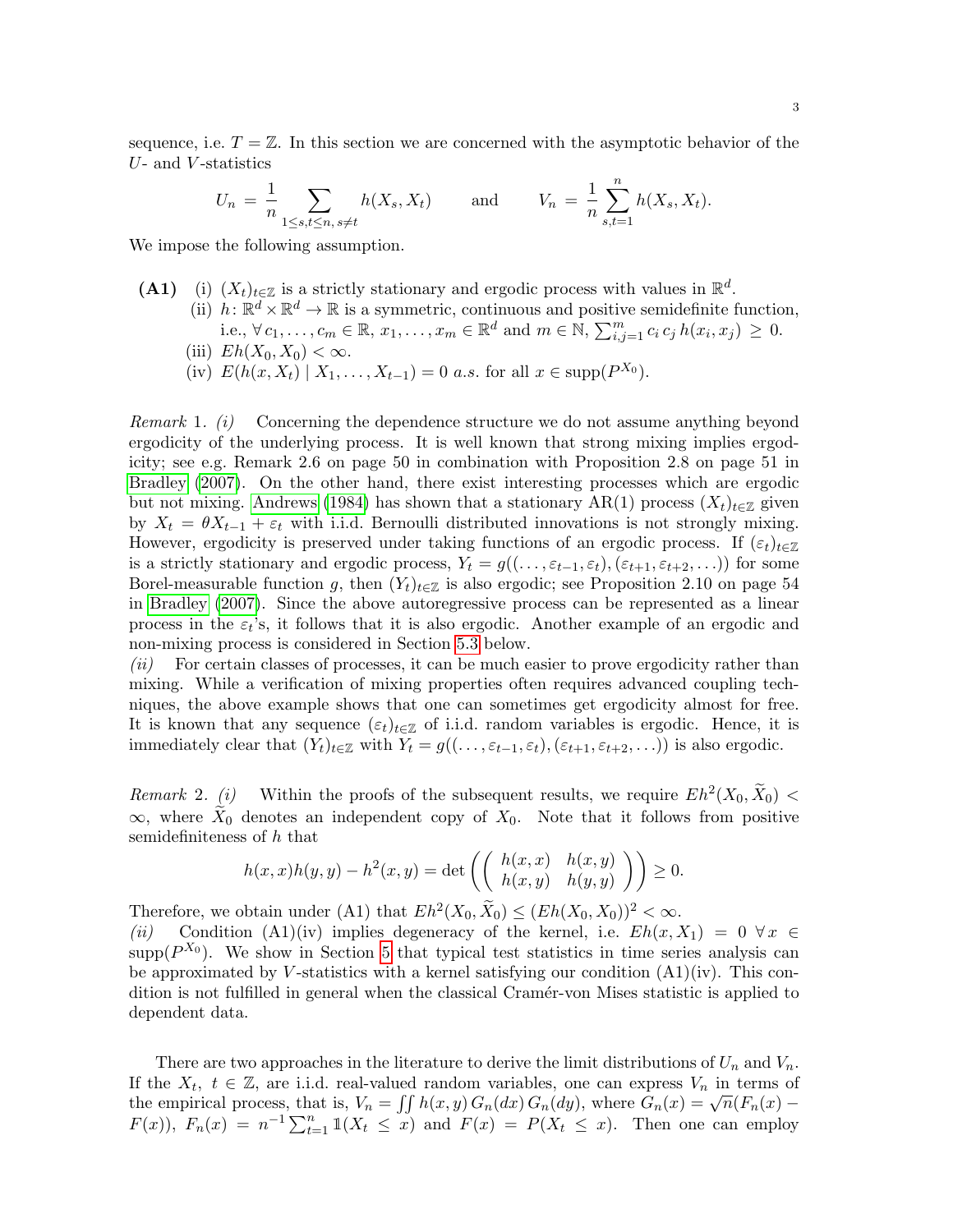sequence, i.e. $T = \mathbb{Z}$. In this section we are concerned with the asymptotic behavior of the $U$- and $V$-statistics

$$U_n \;=\; \frac{1}{n} \sum_{1\leq s,t\leq n,\, s\neq t} h(X_s, X_t) \qquad \text{and} \qquad V_n \;=\; \frac{1}{n} \sum_{s,t=1}^{n} h(X_s, X_t).$$

We impose the following assumption.

**(A1)** (i) $(X_t)_{t\in\mathbb{Z}}$ is a strictly stationary and ergodic process with values in $\mathbb{R}^d$.
(ii) $h\colon \mathbb{R}^d \times \mathbb{R}^d \to \mathbb{R}$ is a symmetric, continuous and positive semidefinite function, i.e., $\forall\, c_1,\ldots,c_m \in \mathbb{R},\, x_1,\ldots,x_m \in \mathbb{R}^d$ and $m \in \mathbb{N}$, $\sum_{i,j=1}^m c_i\, c_j\, h(x_i,x_j) \;\geq\; 0$.
(iii) $Eh(X_0, X_0) < \infty$.
(iv) $E(h(x, X_t) \mid X_1,\ldots,X_{t-1}) = 0$ *a.s.* for all $x \in \operatorname{supp}(P^{X_0})$.

*Remark* 1. *(i)* Concerning the dependence structure we do not assume anything beyond ergodicity of the underlying process. It is well known that strong mixing implies ergodicity; see e.g. Remark 2.6 on page 50 in combination with Proposition 2.8 on page 51 in Bradley (2007). On the other hand, there exist interesting processes which are ergodic but not mixing. Andrews (1984) has shown that a stationary AR(1) process $(X_t)_{t\in\mathbb{Z}}$ given by $X_t = \theta X_{t-1} + \varepsilon_t$ with i.i.d. Bernoulli distributed innovations is not strongly mixing. However, ergodicity is preserved under taking functions of an ergodic process. If $(\varepsilon_t)_{t\in\mathbb{Z}}$ is a strictly stationary and ergodic process, $Y_t = g((\ldots,\varepsilon_{t-1},\varepsilon_t),(\varepsilon_{t+1},\varepsilon_{t+2},\ldots))$ for some Borel-measurable function $g$, then $(Y_t)_{t\in\mathbb{Z}}$ is also ergodic; see Proposition 2.10 on page 54 in Bradley (2007). Since the above autoregressive process can be represented as a linear process in the $\varepsilon_t$'s, it follows that it is also ergodic. Another example of an ergodic and non-mixing process is considered in Section 5.3 below.
*(ii)* For certain classes of processes, it can be much easier to prove ergodicity rather than mixing. While a verification of mixing properties often requires advanced coupling techniques, the above example shows that one can sometimes get ergodicity almost for free. It is known that any sequence $(\varepsilon_t)_{t\in\mathbb{Z}}$ of i.i.d. random variables is ergodic. Hence, it is immediately clear that $(Y_t)_{t\in\mathbb{Z}}$ with $Y_t = g((\ldots,\varepsilon_{t-1},\varepsilon_t),(\varepsilon_{t+1},\varepsilon_{t+2},\ldots))$ is also ergodic.

*Remark* 2. *(i)* Within the proofs of the subsequent results, we require $Eh^2(X_0,\widetilde{X}_0) < \infty$, where $\widetilde{X}_0$ denotes an independent copy of $X_0$. Note that it follows from positive semidefiniteness of $h$ that

$$h(x,x)h(y,y) - h^2(x,y) = \det\left( \begin{pmatrix} h(x,x) & h(x,y) \\ h(x,y) & h(y,y) \end{pmatrix} \right) \geq 0.$$

Therefore, we obtain under (A1) that $Eh^2(X_0,\widetilde{X}_0) \leq (Eh(X_0,X_0))^2 < \infty$.
*(ii)* Condition (A1)(iv) implies degeneracy of the kernel, i.e. $Eh(x,X_1) = 0 \;\forall x \in \operatorname{supp}(P^{X_0})$. We show in Section 5 that typical test statistics in time series analysis can be approximated by $V$-statistics with a kernel satisfying our condition (A1)(iv). This condition is not fulfilled in general when the classical Cramér-von Mises statistic is applied to dependent data.

There are two approaches in the literature to derive the limit distributions of $U_n$ and $V_n$. If the $X_t$, $t \in \mathbb{Z}$, are i.i.d. real-valued random variables, one can express $V_n$ in terms of the empirical process, that is, $V_n = \iint h(x,y)\, G_n(dx)\, G_n(dy)$, where $G_n(x) = \sqrt{n}(F_n(x) - F(x))$, $F_n(x) = n^{-1}\sum_{t=1}^n \mathbb{1}(X_t \leq x)$ and $F(x) = P(X_t \leq x)$. Then one can employ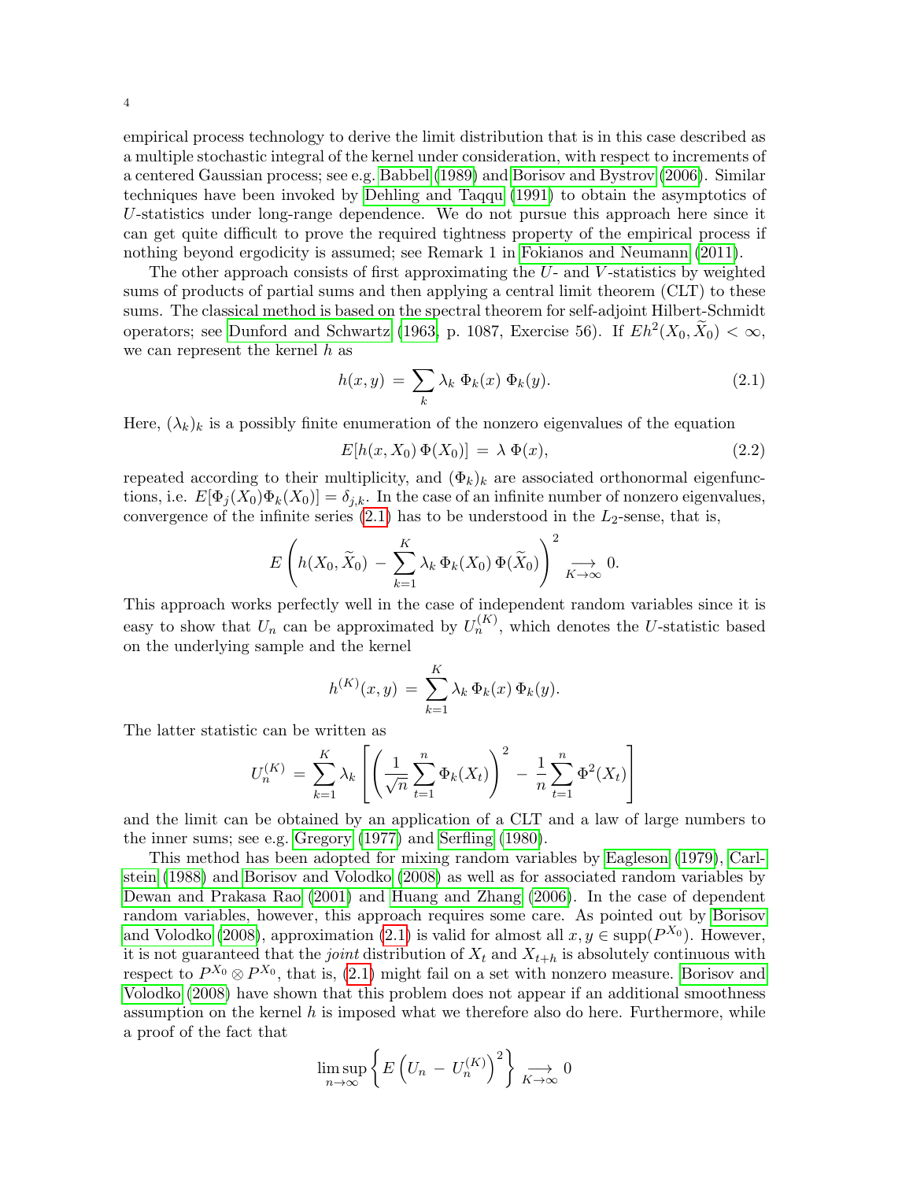empirical process technology to derive the limit distribution that is in this case described as a multiple stochastic integral of the kernel under consideration, with respect to increments of a centered Gaussian process; see e.g. Babbel (1989) and Borisov and Bystrov (2006). Similar techniques have been invoked by Dehling and Taqqu (1991) to obtain the asymptotics of $U$-statistics under long-range dependence. We do not pursue this approach here since it can get quite difficult to prove the required tightness property of the empirical process if nothing beyond ergodicity is assumed; see Remark 1 in Fokianos and Neumann (2011).

The other approach consists of first approximating the $U$- and $V$-statistics by weighted sums of products of partial sums and then applying a central limit theorem (CLT) to these sums. The classical method is based on the spectral theorem for self-adjoint Hilbert-Schmidt operators; see Dunford and Schwartz (1963, p. 1087, Exercise 56). If $Eh^2(X_0, \widetilde{X}_0) < \infty$, we can represent the kernel $h$ as

$$h(x,y) \,=\, \sum_k \lambda_k \; \Phi_k(x) \; \Phi_k(y). \tag{2.1}$$

Here, $(\lambda_k)_k$ is a possibly finite enumeration of the nonzero eigenvalues of the equation

$$E[h(x, X_0)\, \Phi(X_0)] \,=\, \lambda \; \Phi(x), \tag{2.2}$$

repeated according to their multiplicity, and $(\Phi_k)_k$ are associated orthonormal eigenfunctions, i.e. $E[\Phi_j(X_0)\Phi_k(X_0)] = \delta_{j,k}$. In the case of an infinite number of nonzero eigenvalues, convergence of the infinite series (2.1) has to be understood in the $L_2$-sense, that is,

$$E\left( h(X_0, \widetilde{X}_0) \,-\, \sum_{k=1}^K \lambda_k \, \Phi_k(X_0)\, \Phi(\widetilde{X}_0) \right)^2 \underset{K\to\infty}{\longrightarrow} 0.$$

This approach works perfectly well in the case of independent random variables since it is easy to show that $U_n$ can be approximated by $U_n^{(K)}$, which denotes the $U$-statistic based on the underlying sample and the kernel

$$h^{(K)}(x,y) \,=\, \sum_{k=1}^K \lambda_k \; \Phi_k(x)\; \Phi_k(y).$$

The latter statistic can be written as

$$U_n^{(K)} \,=\, \sum_{k=1}^K \lambda_k \left[ \left( \frac{1}{\sqrt{n}} \sum_{t=1}^n \Phi_k(X_t) \right)^2 \,-\, \frac{1}{n} \sum_{t=1}^n \Phi^2(X_t) \right]$$

and the limit can be obtained by an application of a CLT and a law of large numbers to the inner sums; see e.g. Gregory (1977) and Serfling (1980).

This method has been adopted for mixing random variables by Eagleson (1979), Carlstein (1988) and Borisov and Volodko (2008) as well as for associated random variables by Dewan and Prakasa Rao (2001) and Huang and Zhang (2006). In the case of dependent random variables, however, this approach requires some care. As pointed out by Borisov and Volodko (2008), approximation (2.1) is valid for almost all $x, y \in \text{supp}(P^{X_0})$. However, it is not guaranteed that the *joint* distribution of $X_t$ and $X_{t+h}$ is absolutely continuous with respect to $P^{X_0} \otimes P^{X_0}$, that is, (2.1) might fail on a set with nonzero measure. Borisov and Volodko (2008) have shown that this problem does not appear if an additional smoothness assumption on the kernel $h$ is imposed what we therefore also do here. Furthermore, while a proof of the fact that

$$\limsup_{n\to\infty} \left\{ E\left( U_n \,-\, U_n^{(K)} \right)^2 \right\} \underset{K\to\infty}{\longrightarrow} 0$$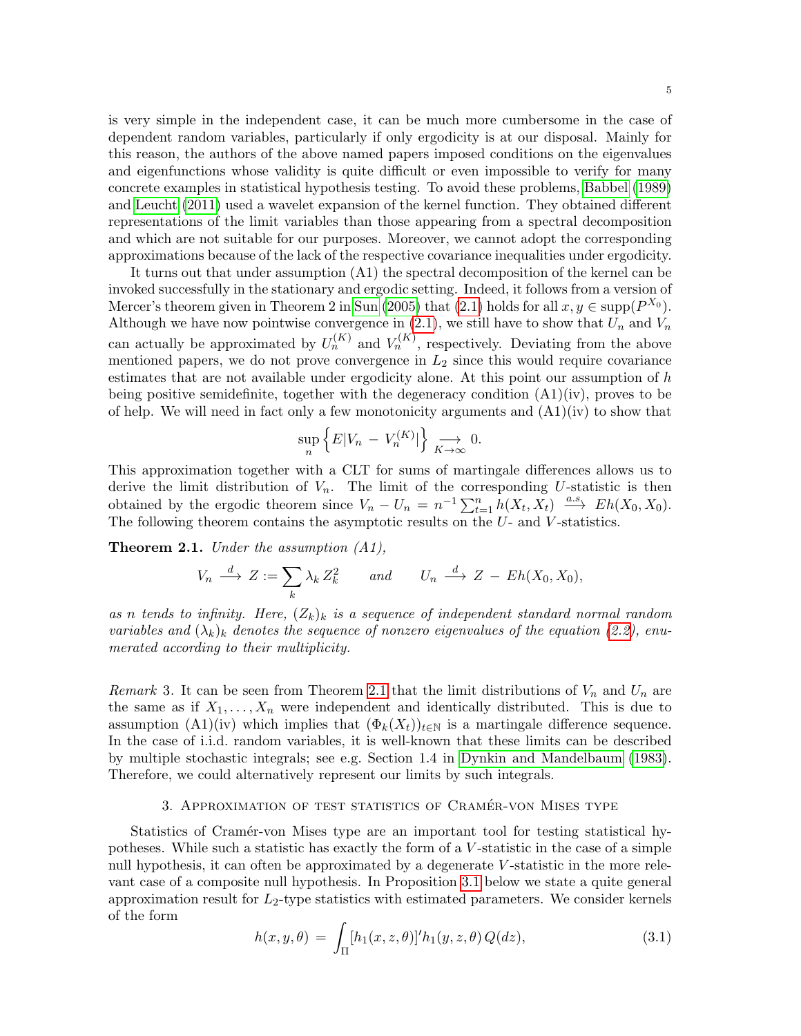is very simple in the independent case, it can be much more cumbersome in the case of dependent random variables, particularly if only ergodicity is at our disposal. Mainly for this reason, the authors of the above named papers imposed conditions on the eigenvalues and eigenfunctions whose validity is quite difficult or even impossible to verify for many concrete examples in statistical hypothesis testing. To avoid these problems, Babbel (1989) and Leucht (2011) used a wavelet expansion of the kernel function. They obtained different representations of the limit variables than those appearing from a spectral decomposition and which are not suitable for our purposes. Moreover, we cannot adopt the corresponding approximations because of the lack of the respective covariance inequalities under ergodicity.

It turns out that under assumption (A1) the spectral decomposition of the kernel can be invoked successfully in the stationary and ergodic setting. Indeed, it follows from a version of Mercer's theorem given in Theorem 2 in Sun (2005) that (2.1) holds for all $x, y \in \operatorname{supp}(P^{X_0})$. Although we have now pointwise convergence in (2.1), we still have to show that $U_n$ and $V_n$ can actually be approximated by $U_n^{(K)}$ and $V_n^{(K)}$, respectively. Deviating from the above mentioned papers, we do not prove convergence in $L_2$ since this would require covariance estimates that are not available under ergodicity alone. At this point our assumption of $h$ being positive semidefinite, together with the degeneracy condition (A1)(iv), proves to be of help. We will need in fact only a few monotonicity arguments and (A1)(iv) to show that

$$\sup_n \left\{ E|V_n - V_n^{(K)}| \right\} \underset{K\to\infty}{\longrightarrow} 0.$$

This approximation together with a CLT for sums of martingale differences allows us to derive the limit distribution of $V_n$. The limit of the corresponding $U$-statistic is then obtained by the ergodic theorem since $V_n - U_n = n^{-1}\sum_{t=1}^n h(X_t, X_t) \overset{a.s.}{\longrightarrow} Eh(X_0, X_0)$. The following theorem contains the asymptotic results on the $U$- and $V$-statistics.

**Theorem 2.1.** *Under the assumption (A1),*

$$V_n \overset{d}{\longrightarrow} Z := \sum_k \lambda_k Z_k^2 \qquad \textit{and} \qquad U_n \overset{d}{\longrightarrow} Z - Eh(X_0, X_0),$$

*as $n$ tends to infinity. Here, $(Z_k)_k$ is a sequence of independent standard normal random variables and $(\lambda_k)_k$ denotes the sequence of nonzero eigenvalues of the equation (2.2), enumerated according to their multiplicity.*

*Remark* 3. It can be seen from Theorem 2.1 that the limit distributions of $V_n$ and $U_n$ are the same as if $X_1, \ldots, X_n$ were independent and identically distributed. This is due to assumption (A1)(iv) which implies that $(\Phi_k(X_t))_{t\in\mathbb{N}}$ is a martingale difference sequence. In the case of i.i.d. random variables, it is well-known that these limits can be described by multiple stochastic integrals; see e.g. Section 1.4 in Dynkin and Mandelbaum (1983). Therefore, we could alternatively represent our limits by such integrals.

## 3. Approximation of test statistics of Cramér-von Mises type

Statistics of Cramér-von Mises type are an important tool for testing statistical hypotheses. While such a statistic has exactly the form of a $V$-statistic in the case of a simple null hypothesis, it can often be approximated by a degenerate $V$-statistic in the more relevant case of a composite null hypothesis. In Proposition 3.1 below we state a quite general approximation result for $L_2$-type statistics with estimated parameters. We consider kernels of the form

$$h(x, y, \theta) = \int_\Pi [h_1(x, z, \theta)]' h_1(y, z, \theta)\, Q(dz), \tag{3.1}$$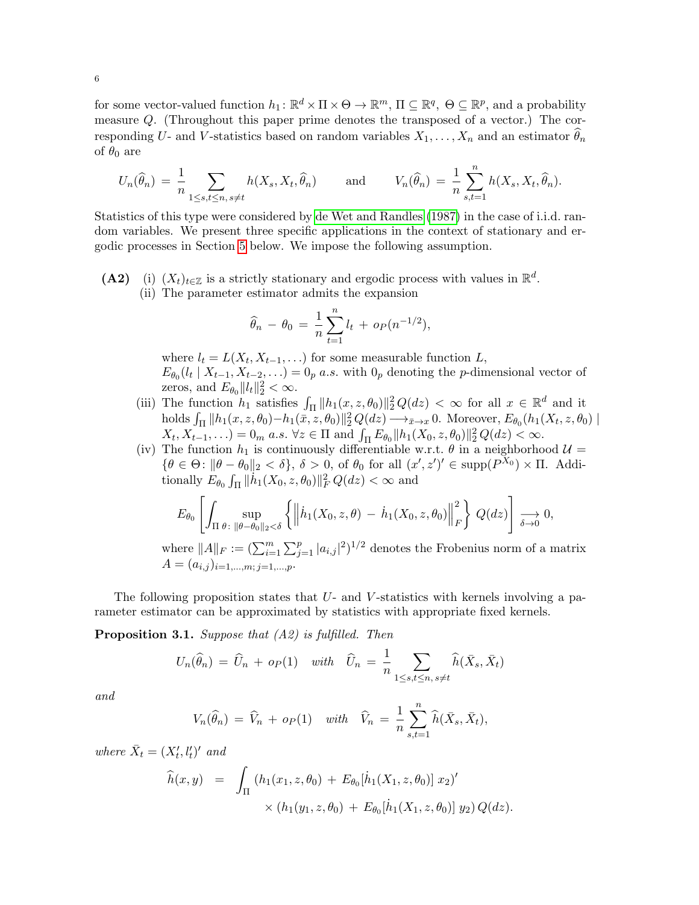for some vector-valued function $h_1 \colon \mathbb{R}^d \times \Pi \times \Theta \to \mathbb{R}^m$, $\Pi \subseteq \mathbb{R}^q$, $\Theta \subseteq \mathbb{R}^p$, and a probability measure $Q$. (Throughout this paper prime denotes the transposed of a vector.) The corresponding $U$- and $V$-statistics based on random variables $X_1, \ldots, X_n$ and an estimator $\widehat{\theta}_n$ of $\theta_0$ are

$$U_n(\widehat{\theta}_n) \;=\; \frac{1}{n} \sum_{1 \le s,t \le n,\, s \neq t} h(X_s, X_t, \widehat{\theta}_n) \qquad \text{and} \qquad V_n(\widehat{\theta}_n) \;=\; \frac{1}{n} \sum_{s,t=1}^{n} h(X_s, X_t, \widehat{\theta}_n).$$

Statistics of this type were considered by de Wet and Randles (1987) in the case of i.i.d. random variables. We present three specific applications in the context of stationary and ergodic processes in Section 5 below. We impose the following assumption.

**(A2)** (i) $(X_t)_{t \in \mathbb{Z}}$ is a strictly stationary and ergodic process with values in $\mathbb{R}^d$.

(ii) The parameter estimator admits the expansion

$$\widehat{\theta}_n \,-\, \theta_0 \;=\; \frac{1}{n} \sum_{t=1}^{n} l_t \,+\, o_P(n^{-1/2}),$$

where $l_t = L(X_t, X_{t-1}, \ldots)$ for some measurable function $L$, $E_{\theta_0}(l_t \mid X_{t-1}, X_{t-2}, \ldots) = 0_p$ *a.s.* with $0_p$ denoting the $p$-dimensional vector of zeros, and $E_{\theta_0} \|l_t\|_2^2 < \infty$.

(iii) The function $h_1$ satisfies $\int_\Pi \|h_1(x, z, \theta_0)\|_2^2 \, Q(dz) < \infty$ for all $x \in \mathbb{R}^d$ and it holds $\int_\Pi \|h_1(x, z, \theta_0) - h_1(\bar{x}, z, \theta_0)\|_2^2 \, Q(dz) \longrightarrow_{\bar{x} \to x} 0$. Moreover, $E_{\theta_0}(h_1(X_t, z, \theta_0) \mid X_t, X_{t-1}, \ldots) = 0_m$ *a.s.* $\forall z \in \Pi$ and $\int_\Pi E_{\theta_0} \|h_1(X_0, z, \theta_0)\|_2^2 \, Q(dz) < \infty$.

(iv) The function $h_1$ is continuously differentiable w.r.t. $\theta$ in a neighborhood $\mathcal{U} = \{\theta \in \Theta \colon \|\theta - \theta_0\|_2 < \delta\}$, $\delta > 0$, of $\theta_0$ for all $(x', z')' \in \operatorname{supp}(P^{X_0}) \times \Pi$. Additionally $E_{\theta_0} \int_\Pi \|\dot{h}_1(X_0, z, \theta_0)\|_F^2 \, Q(dz) < \infty$ and

$$E_{\theta_0}\left[ \int_\Pi \sup_{\theta \colon \|\theta - \theta_0\|_2 < \delta} \left\{ \left\| \dot{h}_1(X_0, z, \theta) \,-\, \dot{h}_1(X_0, z, \theta_0) \right\|_F^2 \right\} \, Q(dz) \right] \underset{\delta \to 0}{\longrightarrow} 0,$$

where $\|A\|_F := (\sum_{i=1}^m \sum_{j=1}^p |a_{i,j}|^2)^{1/2}$ denotes the Frobenius norm of a matrix $A = (a_{i,j})_{i=1,\ldots,m;\, j=1,\ldots,p}$.

The following proposition states that $U$- and $V$-statistics with kernels involving a parameter estimator can be approximated by statistics with appropriate fixed kernels.

**Proposition 3.1.** *Suppose that (A2) is fulfilled. Then*

$$U_n(\widehat{\theta}_n) \;=\; \widehat{U}_n \,+\, o_P(1) \quad \textit{with} \quad \widehat{U}_n \;=\; \frac{1}{n} \sum_{1 \le s,t \le n,\, s \neq t} \widehat{h}(\bar{X}_s, \bar{X}_t)$$

*and*

$$V_n(\widehat{\theta}_n) \;=\; \widehat{V}_n \,+\, o_P(1) \quad \textit{with} \quad \widehat{V}_n \;=\; \frac{1}{n} \sum_{s,t=1}^{n} \widehat{h}(\bar{X}_s, \bar{X}_t),$$

*where* $\bar{X}_t = (X_t', l_t')'$ *and*

$$\begin{aligned} \widehat{h}(x, y) \;&=\; \int_\Pi \left(h_1(x_1, z, \theta_0) \,+\, E_{\theta_0}[\dot{h}_1(X_1, z, \theta_0)]\, x_2\right)' \\ &\qquad \times \left(h_1(y_1, z, \theta_0) \,+\, E_{\theta_0}[\dot{h}_1(X_1, z, \theta_0)]\, y_2\right) Q(dz). \end{aligned}$$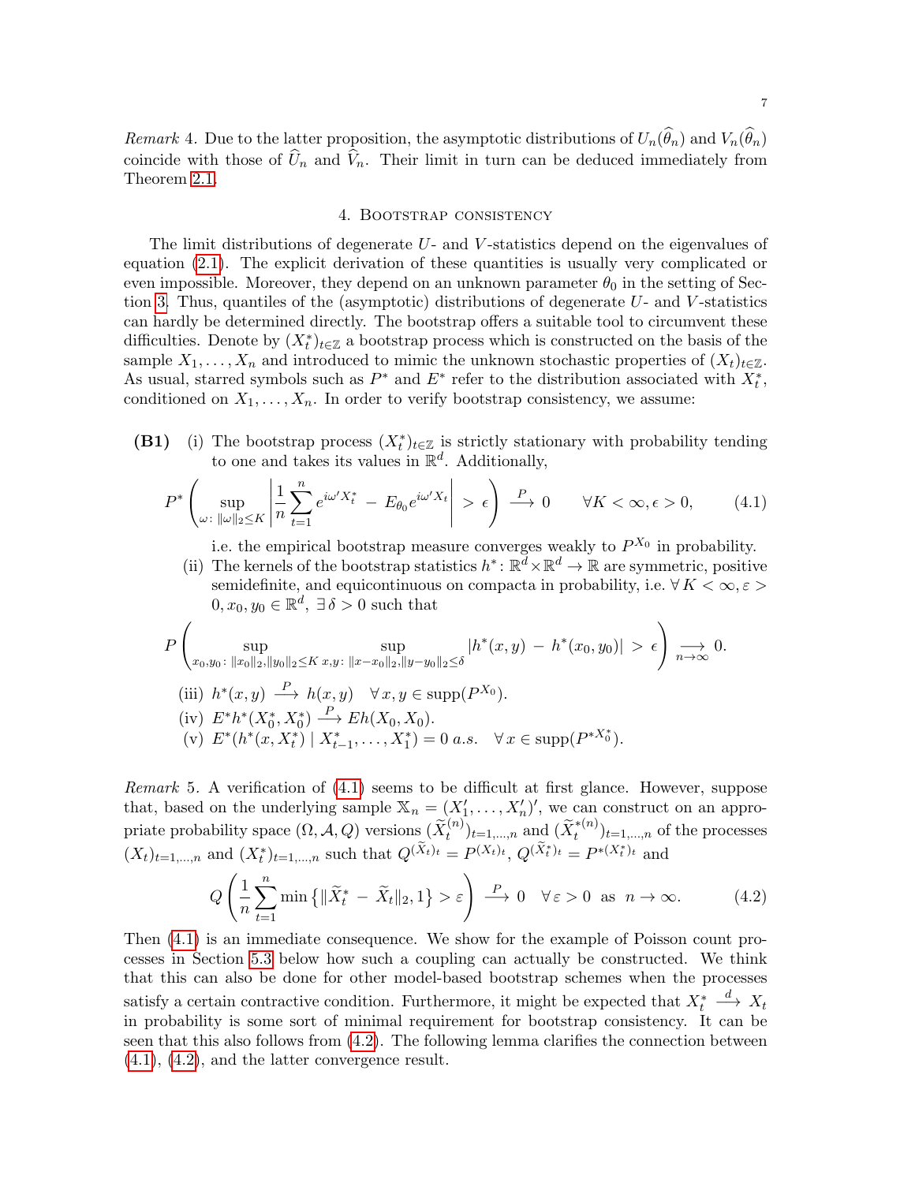*Remark* 4. Due to the latter proposition, the asymptotic distributions of $U_n(\widehat{\theta}_n)$ and $V_n(\widehat{\theta}_n)$ coincide with those of $\widehat{U}_n$ and $\widehat{V}_n$. Their limit in turn can be deduced immediately from Theorem 2.1.

## 4. Bootstrap consistency

The limit distributions of degenerate $U$- and $V$-statistics depend on the eigenvalues of equation (2.1). The explicit derivation of these quantities is usually very complicated or even impossible. Moreover, they depend on an unknown parameter $\theta_0$ in the setting of Section 3. Thus, quantiles of the (asymptotic) distributions of degenerate $U$- and $V$-statistics can hardly be determined directly. The bootstrap offers a suitable tool to circumvent these difficulties. Denote by $(X_t^*)_{t\in\mathbb{Z}}$ a bootstrap process which is constructed on the basis of the sample $X_1,\ldots,X_n$ and introduced to mimic the unknown stochastic properties of $(X_t)_{t\in\mathbb{Z}}$. As usual, starred symbols such as $P^*$ and $E^*$ refer to the distribution associated with $X_t^*$, conditioned on $X_1,\ldots,X_n$. In order to verify bootstrap consistency, we assume:

**(B1)** (i) The bootstrap process $(X_t^*)_{t\in\mathbb{Z}}$ is strictly stationary with probability tending to one and takes its values in $\mathbb{R}^d$. Additionally,

$$P^*\left(\sup_{\omega:\,\|\omega\|_2\le K}\left|\frac{1}{n}\sum_{t=1}^n e^{i\omega' X_t^*} - E_{\theta_0}e^{i\omega' X_t}\right| > \epsilon\right) \xrightarrow{P} 0 \qquad \forall K<\infty, \epsilon>0, \tag{4.1}$$

i.e. the empirical bootstrap measure converges weakly to $P^{X_0}$ in probability.

(ii) The kernels of the bootstrap statistics $h^*\colon \mathbb{R}^d\times\mathbb{R}^d\to\mathbb{R}$ are symmetric, positive semidefinite, and equicontinuous on compacta in probability, i.e. $\forall\, K<\infty, \varepsilon>0, x_0,y_0\in\mathbb{R}^d$, $\exists\,\delta>0$ such that

$$P\left(\sup_{x_0,y_0:\,\|x_0\|_2,\|y_0\|_2\le K}\ \sup_{x,y:\,\|x-x_0\|_2,\|y-y_0\|_2\le\delta}|h^*(x,y) - h^*(x_0,y_0)| > \epsilon\right) \underset{n\to\infty}{\longrightarrow} 0.$$

(iii) $h^*(x,y) \xrightarrow{P} h(x,y) \quad \forall\, x,y\in\operatorname{supp}(P^{X_0})$.

(iv) $E^*h^*(X_0^*,X_0^*) \xrightarrow{P} Eh(X_0,X_0)$.

(v) $E^*(h^*(x,X_t^*)\mid X_{t-1}^*,\ldots,X_1^*) = 0 \; a.s. \quad \forall\, x\in\operatorname{supp}(P^{*X_0^*})$.

*Remark* 5. A verification of (4.1) seems to be difficult at first glance. However, suppose that, based on the underlying sample $\mathbb{X}_n = (X_1',\ldots,X_n')'$, we can construct on an appropriate probability space $(\Omega,\mathcal{A},Q)$ versions $(\widetilde{X}_t^{(n)})_{t=1,\ldots,n}$ and $(\widetilde{X}_t^{*(n)})_{t=1,\ldots,n}$ of the processes $(X_t)_{t=1,\ldots,n}$ and $(X_t^*)_{t=1,\ldots,n}$ such that $Q^{(\widetilde{X}_t)_t} = P^{(X_t)_t}$, $Q^{(\widetilde{X}_t^*)_t} = P^{*(X_t^*)_t}$ and

$$Q\left(\frac{1}{n}\sum_{t=1}^n \min\left\{\|\widetilde{X}_t^* - \widetilde{X}_t\|_2, 1\right\} > \varepsilon\right) \xrightarrow{P} 0 \quad \forall\,\varepsilon>0 \text{ as } n\to\infty. \tag{4.2}$$

Then (4.1) is an immediate consequence. We show for the example of Poisson count processes in Section 5.3 below how such a coupling can actually be constructed. We think that this can also be done for other model-based bootstrap schemes when the processes satisfy a certain contractive condition. Furthermore, it might be expected that $X_t^* \xrightarrow{d} X_t$ in probability is some sort of minimal requirement for bootstrap consistency. It can be seen that this also follows from (4.2). The following lemma clarifies the connection between (4.1), (4.2), and the latter convergence result.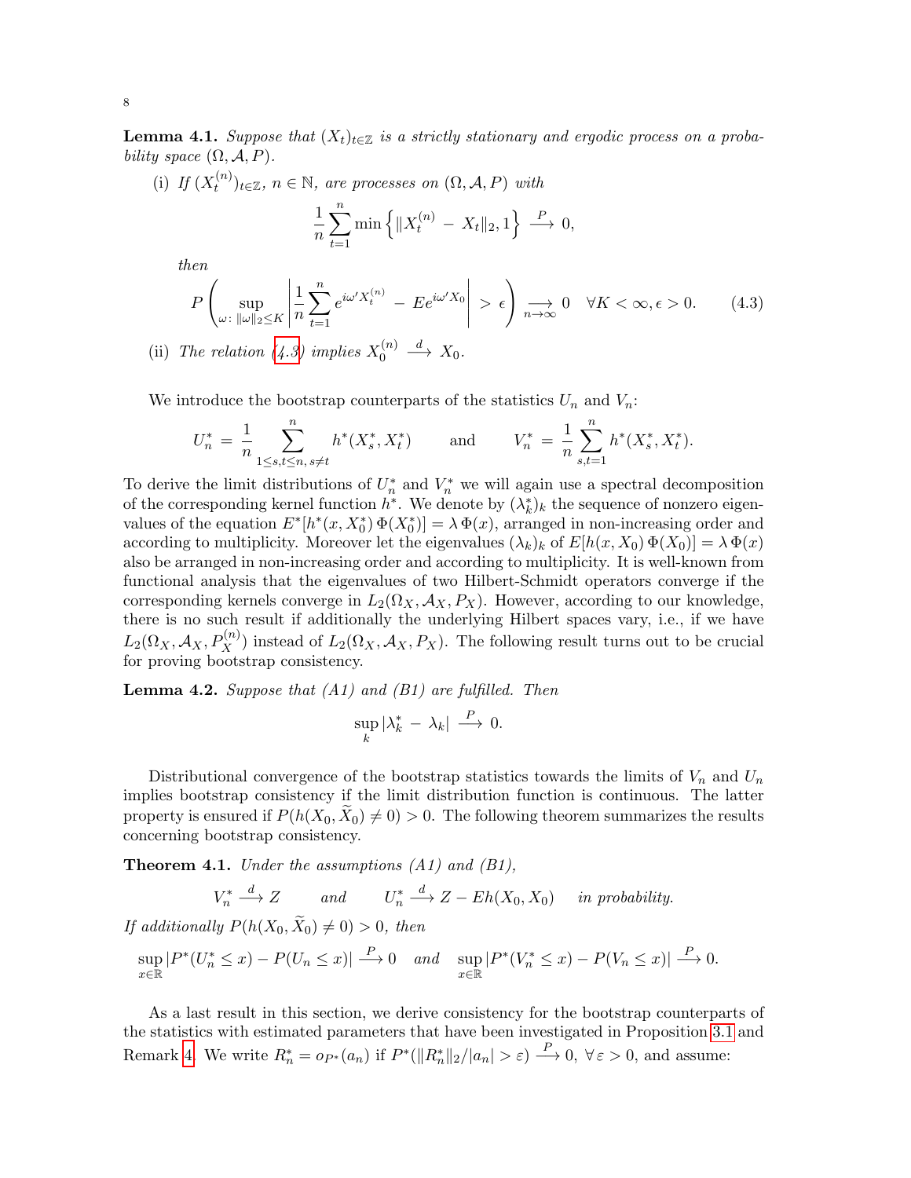**Lemma 4.1.** *Suppose that $(X_t)_{t\in\mathbb{Z}}$ is a strictly stationary and ergodic process on a probability space $(\Omega, \mathcal{A}, P)$.*

(i) *If $(X_t^{(n)})_{t\in\mathbb{Z}}$, $n \in \mathbb{N}$, are processes on $(\Omega, \mathcal{A}, P)$ with*

$$\frac{1}{n}\sum_{t=1}^{n} \min\left\{ \|X_t^{(n)} - X_t\|_2, 1\right\} \stackrel{P}{\longrightarrow} 0,$$

*then*

$$P\left( \sup_{\omega:\, \|\omega\|_2 \le K} \left| \frac{1}{n}\sum_{t=1}^{n} e^{i\omega' X_t^{(n)}} - E e^{i\omega' X_0} \right| > \epsilon \right) \underset{n\to\infty}{\longrightarrow} 0 \quad \forall K < \infty, \epsilon > 0. \tag{4.3}$$

(ii) *The relation (4.3) implies $X_0^{(n)} \stackrel{d}{\longrightarrow} X_0$.*

We introduce the bootstrap counterparts of the statistics $U_n$ and $V_n$:

$$U_n^* = \frac{1}{n}\sum_{1\le s,t\le n,\, s\neq t}^{n} h^*(X_s^*, X_t^*) \qquad \text{and} \qquad V_n^* = \frac{1}{n}\sum_{s,t=1}^{n} h^*(X_s^*, X_t^*).$$

To derive the limit distributions of $U_n^*$ and $V_n^*$ we will again use a spectral decomposition of the corresponding kernel function $h^*$. We denote by $(\lambda_k^*)_k$ the sequence of nonzero eigenvalues of the equation $E^*[h^*(x, X_0^*)\, \Phi(X_0^*)] = \lambda\, \Phi(x)$, arranged in non-increasing order and according to multiplicity. Moreover let the eigenvalues $(\lambda_k)_k$ of $E[h(x, X_0)\, \Phi(X_0)] = \lambda\, \Phi(x)$ also be arranged in non-increasing order and according to multiplicity. It is well-known from functional analysis that the eigenvalues of two Hilbert-Schmidt operators converge if the corresponding kernels converge in $L_2(\Omega_X, \mathcal{A}_X, P_X)$. However, according to our knowledge, there is no such result if additionally the underlying Hilbert spaces vary, i.e., if we have $L_2(\Omega_X, \mathcal{A}_X, P_X^{(n)})$ instead of $L_2(\Omega_X, \mathcal{A}_X, P_X)$. The following result turns out to be crucial for proving bootstrap consistency.

**Lemma 4.2.** *Suppose that (A1) and (B1) are fulfilled. Then*

$$\sup_k |\lambda_k^* - \lambda_k| \stackrel{P}{\longrightarrow} 0.$$

Distributional convergence of the bootstrap statistics towards the limits of $V_n$ and $U_n$ implies bootstrap consistency if the limit distribution function is continuous. The latter property is ensured if $P(h(X_0, \widetilde{X}_0) \neq 0) > 0$. The following theorem summarizes the results concerning bootstrap consistency.

**Theorem 4.1.** *Under the assumptions (A1) and (B1),*

$$V_n^* \stackrel{d}{\longrightarrow} Z \qquad \text{and} \qquad U_n^* \stackrel{d}{\longrightarrow} Z - Eh(X_0, X_0) \quad \text{in probability.}$$

*If additionally $P(h(X_0, \widetilde{X}_0) \neq 0) > 0$, then*

$$\sup_{x\in\mathbb{R}} |P^*(U_n^* \le x) - P(U_n \le x)| \stackrel{P}{\longrightarrow} 0 \quad \text{and} \quad \sup_{x\in\mathbb{R}} |P^*(V_n^* \le x) - P(V_n \le x)| \stackrel{P}{\longrightarrow} 0.$$

As a last result in this section, we derive consistency for the bootstrap counterparts of the statistics with estimated parameters that have been investigated in Proposition 3.1 and Remark 4. We write $R_n^* = o_{P^*}(a_n)$ if $P^*(\|R_n^*\|_2/|a_n| > \varepsilon) \stackrel{P}{\longrightarrow} 0$, $\forall\, \varepsilon > 0$, and assume: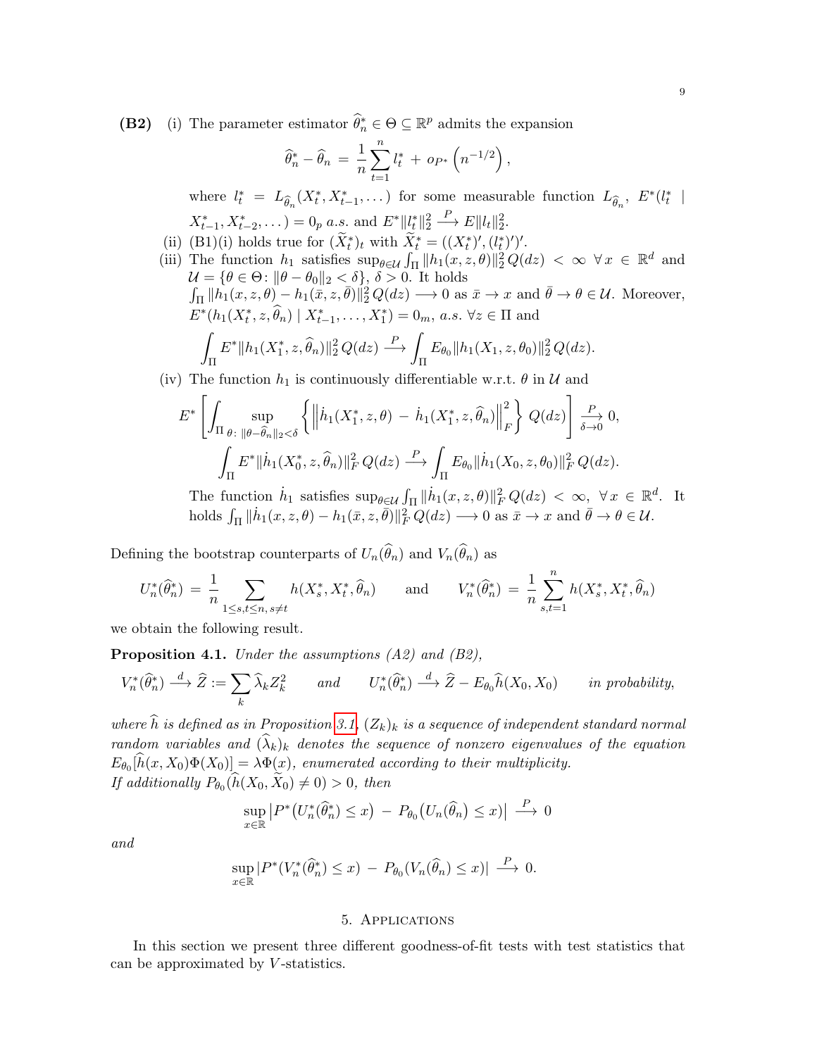**(B2)** (i) The parameter estimator $\widehat{\theta}_n^* \in \Theta \subseteq \mathbb{R}^p$ admits the expansion

$$\widehat{\theta}_n^* - \widehat{\theta}_n \,=\, \frac{1}{n}\sum_{t=1}^n l_t^* \,+\, o_{P^*}\left(n^{-1/2}\right),$$

where $l_t^* = L_{\widehat{\theta}_n}(X_t^*, X_{t-1}^*, \dots)$ for some measurable function $L_{\widehat{\theta}_n}$, $E^*(l_t^* \mid X_{t-1}^*, X_{t-2}^*, \dots) = 0_p$ *a.s.* and $E^*\|l_t^*\|_2^2 \xrightarrow{P} E\|l_t\|_2^2$.

(ii) (B1)(i) holds true for $(\widetilde{X}_t^*)_t$ with $\widetilde{X}_t^* = ((X_t^*)', (l_t^*)')'$.

(iii) The function $h_1$ satisfies $\sup_{\theta\in\mathcal{U}} \int_\Pi \|h_1(x,z,\theta)\|_2^2\, Q(dz) < \infty\ \forall x \in \mathbb{R}^d$ and $\mathcal{U} = \{\theta \in \Theta \colon \|\theta - \theta_0\|_2 < \delta\}$, $\delta > 0$. It holds $\int_\Pi \|h_1(x,z,\theta) - h_1(\bar{x},z,\bar{\theta})\|_2^2\, Q(dz) \longrightarrow 0$ as $\bar{x} \to x$ and $\bar{\theta} \to \theta \in \mathcal{U}$. Moreover, $E^*(h_1(X_t^*, z, \widehat{\theta}_n) \mid X_{t-1}^*, \dots, X_1^*) = 0_m$, *a.s.* $\forall z \in \Pi$ and

$$\int_\Pi E^*\|h_1(X_1^*, z, \widehat{\theta}_n)\|_2^2\, Q(dz) \xrightarrow{P} \int_\Pi E_{\theta_0}\|h_1(X_1, z, \theta_0)\|_2^2\, Q(dz).$$

(iv) The function $h_1$ is continuously differentiable w.r.t. $\theta$ in $\mathcal{U}$ and

$$E^*\left[\int_\Pi \sup_{\theta\colon\, \|\theta - \widehat{\theta}_n\|_2 < \delta} \left\{\left\|\dot{h}_1(X_1^*, z, \theta) \,-\, \dot{h}_1(X_1^*, z, \widehat{\theta}_n)\right\|_F^2\right\} Q(dz)\right] \xrightarrow[\delta\to 0]{P} 0,$$

$$\int_\Pi E^*\|\dot{h}_1(X_0^*, z, \widehat{\theta}_n)\|_F^2\, Q(dz) \xrightarrow{P} \int_\Pi E_{\theta_0}\|\dot{h}_1(X_0, z, \theta_0)\|_F^2\, Q(dz).$$

The function $\dot{h}_1$ satisfies $\sup_{\theta\in\mathcal{U}} \int_\Pi \|\dot{h}_1(x,z,\theta)\|_F^2\, Q(dz) < \infty,\ \forall x \in \mathbb{R}^d$. It holds $\int_\Pi \|\dot{h}_1(x,z,\theta) - h_1(\bar{x},z,\bar{\theta})\|_F^2\, Q(dz) \longrightarrow 0$ as $\bar{x} \to x$ and $\bar{\theta} \to \theta \in \mathcal{U}$.

Defining the bootstrap counterparts of $U_n(\widehat{\theta}_n)$ and $V_n(\widehat{\theta}_n)$ as

$$U_n^*(\widehat{\theta}_n^*) \,=\, \frac{1}{n}\sum_{1\le s,t\le n,\, s\ne t} h(X_s^*, X_t^*, \widehat{\theta}_n) \qquad \text{and} \qquad V_n^*(\widehat{\theta}_n^*) \,=\, \frac{1}{n}\sum_{s,t=1}^n h(X_s^*, X_t^*, \widehat{\theta}_n)$$

we obtain the following result.

**Proposition 4.1.** *Under the assumptions (A2) and (B2),*

$$V_n^*(\widehat{\theta}_n^*) \xrightarrow{d} \widehat{Z} := \sum_k \widehat{\lambda}_k Z_k^2 \qquad \textit{and} \qquad U_n^*(\widehat{\theta}_n^*) \xrightarrow{d} \widehat{Z} - E_{\theta_0}\widehat{h}(X_0, X_0) \qquad \textit{in probability,}$$

*where $\widehat{h}$ is defined as in Proposition 3.1, $(Z_k)_k$ is a sequence of independent standard normal random variables and $(\widehat{\lambda}_k)_k$ denotes the sequence of nonzero eigenvalues of the equation $E_{\theta_0}[\widehat{h}(x, X_0)\Phi(X_0)] = \lambda\Phi(x)$, enumerated according to their multiplicity.*
*If additionally $P_{\theta_0}(\widehat{h}(X_0, X_0) \ne 0) > 0$, then*

$$\sup_{x\in\mathbb{R}} \left|P^*\big(U_n^*(\widehat{\theta}_n^*) \le x\big) \,-\, P_{\theta_0}\big(U_n(\widehat{\theta}_n) \le x\big)\right| \xrightarrow{P} 0$$

*and*

$$\sup_{x\in\mathbb{R}} |P^*(V_n^*(\widehat{\theta}_n^*) \le x) \,-\, P_{\theta_0}(V_n(\widehat{\theta}_n) \le x)| \xrightarrow{P} 0.$$

## 5. Applications

In this section we present three different goodness-of-fit tests with test statistics that can be approximated by $V$-statistics.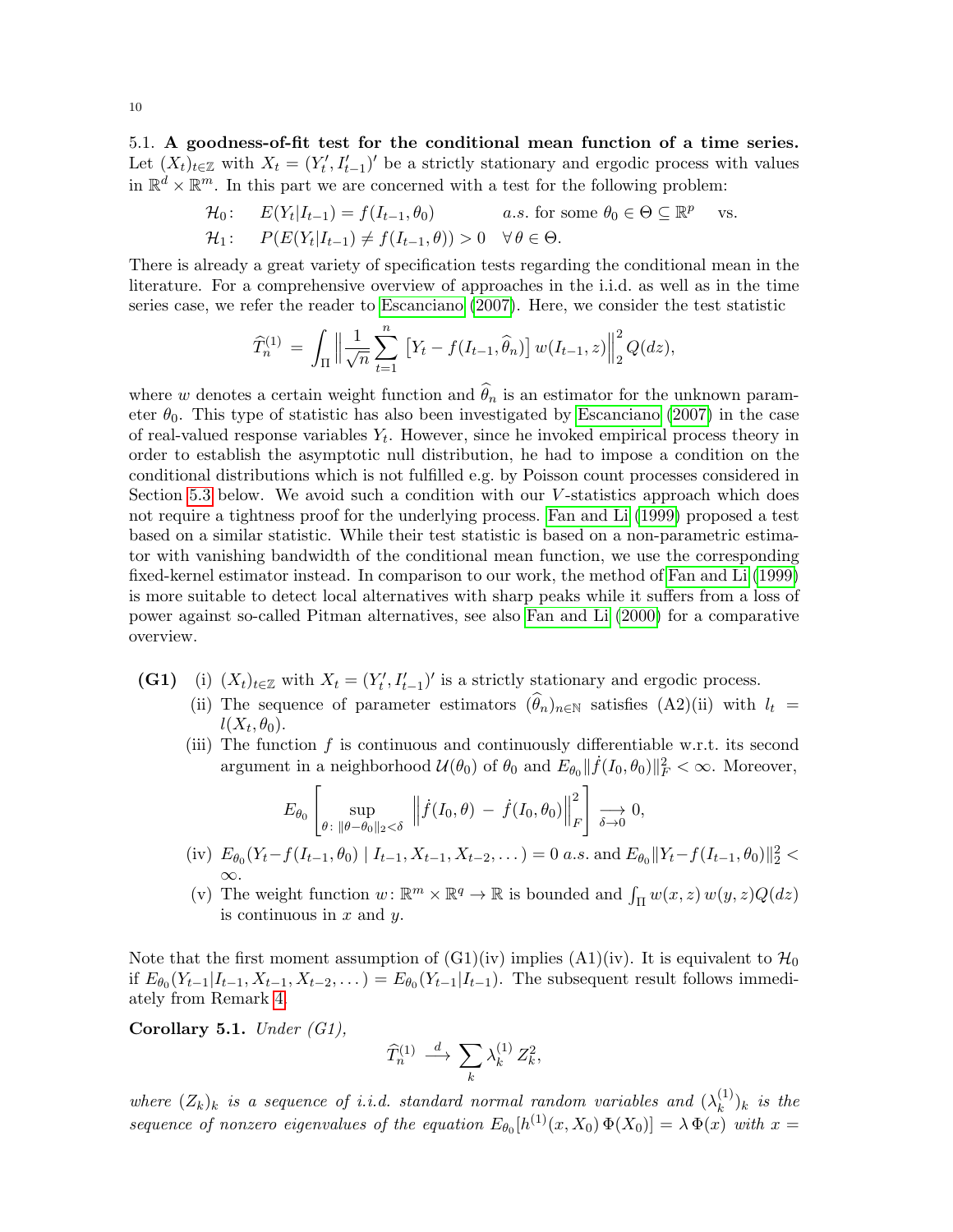### 5.1. A goodness-of-fit test for the conditional mean function of a time series.

Let $(X_t)_{t\in\mathbb{Z}}$ with $X_t = (Y_t', I_{t-1}')'$ be a strictly stationary and ergodic process with values in $\mathbb{R}^d \times \mathbb{R}^m$. In this part we are concerned with a test for the following problem:

$$\begin{aligned}
\mathcal{H}_0\colon &\quad E(Y_t|I_{t-1}) = f(I_{t-1}, \theta_0) &&a.s. \text{ for some } \theta_0 \in \Theta \subseteq \mathbb{R}^p \quad \text{vs.}\\
\mathcal{H}_1\colon &\quad P(E(Y_t|I_{t-1}) \neq f(I_{t-1}, \theta)) > 0 &&\forall\, \theta \in \Theta.
\end{aligned}$$

There is already a great variety of specification tests regarding the conditional mean in the literature. For a comprehensive overview of approaches in the i.i.d. as well as in the time series case, we refer the reader to Escanciano (2007). Here, we consider the test statistic

$$\widehat{T}_n^{(1)} = \int_\Pi \Big\| \frac{1}{\sqrt{n}} \sum_{t=1}^n \left[Y_t - f(I_{t-1}, \widehat{\theta}_n)\right] w(I_{t-1}, z) \Big\|_2^2 \, Q(dz),$$

where $w$ denotes a certain weight function and $\widehat{\theta}_n$ is an estimator for the unknown parameter $\theta_0$. This type of statistic has also been investigated by Escanciano (2007) in the case of real-valued response variables $Y_t$. However, since he invoked empirical process theory in order to establish the asymptotic null distribution, he had to impose a condition on the conditional distributions which is not fulfilled e.g. by Poisson count processes considered in Section 5.3 below. We avoid such a condition with our $V$-statistics approach which does not require a tightness proof for the underlying process. Fan and Li (1999) proposed a test based on a similar statistic. While their test statistic is based on a non-parametric estimator with vanishing bandwidth of the conditional mean function, we use the corresponding fixed-kernel estimator instead. In comparison to our work, the method of Fan and Li (1999) is more suitable to detect local alternatives with sharp peaks while it suffers from a loss of power against so-called Pitman alternatives, see also Fan and Li (2000) for a comparative overview.

**(G1)** (i) $(X_t)_{t\in\mathbb{Z}}$ with $X_t = (Y_t', I_{t-1}')'$ is a strictly stationary and ergodic process.

(ii) The sequence of parameter estimators $(\widehat{\theta}_n)_{n\in\mathbb{N}}$ satisfies (A2)(ii) with $l_t = l(X_t, \theta_0)$.

(iii) The function $f$ is continuous and continuously differentiable w.r.t. its second argument in a neighborhood $\mathcal{U}(\theta_0)$ of $\theta_0$ and $E_{\theta_0}\|\dot{f}(I_0, \theta_0)\|_F^2 < \infty$. Moreover,

$$E_{\theta_0}\left[ \sup_{\theta\colon \|\theta-\theta_0\|_2<\delta} \Big\| \dot{f}(I_0, \theta) - \dot{f}(I_0, \theta_0) \Big\|_F^2 \right] \underset{\delta\to 0}{\longrightarrow} 0,$$

(iv) $E_{\theta_0}(Y_t - f(I_{t-1}, \theta_0) \mid I_{t-1}, X_{t-1}, X_{t-2}, \dots) = 0$ *a.s.* and $E_{\theta_0}\|Y_t - f(I_{t-1}, \theta_0)\|_2^2 < \infty$.

(v) The weight function $w\colon \mathbb{R}^m \times \mathbb{R}^q \to \mathbb{R}$ is bounded and $\int_\Pi w(x, z)\, w(y, z) Q(dz)$ is continuous in $x$ and $y$.

Note that the first moment assumption of (G1)(iv) implies (A1)(iv). It is equivalent to $\mathcal{H}_0$ if $E_{\theta_0}(Y_{t-1}|I_{t-1}, X_{t-1}, X_{t-2}, \dots) = E_{\theta_0}(Y_{t-1}|I_{t-1})$. The subsequent result follows immediately from Remark 4.

**Corollary 5.1.** *Under (G1),*

$$\widehat{T}_n^{(1)} \stackrel{d}{\longrightarrow} \sum_k \lambda_k^{(1)} Z_k^2,$$

*where $(Z_k)_k$ is a sequence of i.i.d. standard normal random variables and $(\lambda_k^{(1)})_k$ is the sequence of nonzero eigenvalues of the equation $E_{\theta_0}[h^{(1)}(x, X_0)\, \Phi(X_0)] = \lambda\, \Phi(x)$ with $x =$*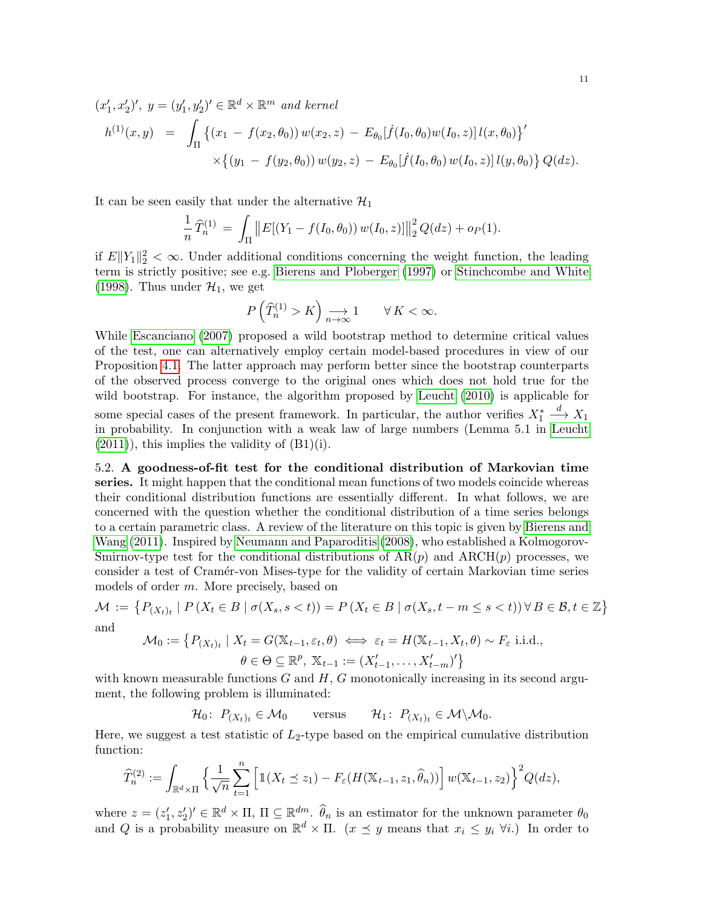$(x_1', x_2')'$, $y = (y_1', y_2')' \in \mathbb{R}^d \times \mathbb{R}^m$ *and kernel*

$$
\begin{aligned}
h^{(1)}(x,y) \;&=\; \int_\Pi \big\{(x_1 \,-\, f(x_2,\theta_0))\, w(x_2,z) \,-\, E_{\theta_0}[\dot f(I_0,\theta_0) w(I_0,z)]\, l(x,\theta_0)\big\}' \\
&\qquad \times \big\{(y_1 \,-\, f(y_2,\theta_0))\, w(y_2,z) \,-\, E_{\theta_0}[\dot f(I_0,\theta_0)\, w(I_0,z)]\, l(y,\theta_0)\big\}\, Q(dz).
\end{aligned}
$$

It can be seen easily that under the alternative $\mathcal{H}_1$

$$
\frac{1}{n}\,\widehat{T}_n^{(1)} \;=\; \int_\Pi \big\| E[(Y_1 - f(I_0,\theta_0))\, w(I_0,z)]\big\|_2^2\, Q(dz) + o_P(1).
$$

if $E\|Y_1\|_2^2 < \infty$. Under additional conditions concerning the weight function, the leading term is strictly positive; see e.g. Bierens and Ploberger (1997) or Stinchcombe and White (1998). Thus under $\mathcal{H}_1$, we get

$$
P\left(\widehat{T}_n^{(1)} > K\right) \underset{n\to\infty}{\longrightarrow} 1 \qquad \forall\, K < \infty.
$$

While Escanciano (2007) proposed a wild bootstrap method to determine critical values of the test, one can alternatively employ certain model-based procedures in view of our Proposition 4.1. The latter approach may perform better since the bootstrap counterparts of the observed process converge to the original ones which does not hold true for the wild bootstrap. For instance, the algorithm proposed by Leucht (2010) is applicable for some special cases of the present framework. In particular, the author verifies $X_1^* \stackrel{d}{\longrightarrow} X_1$ in probability. In conjunction with a weak law of large numbers (Lemma 5.1 in Leucht (2011)), this implies the validity of (B1)(i).

5.2. **A goodness-of-fit test for the conditional distribution of Markovian time series.** It might happen that the conditional mean functions of two models coincide whereas their conditional distribution functions are essentially different. In what follows, we are concerned with the question whether the conditional distribution of a time series belongs to a certain parametric class. A review of the literature on this topic is given by Bierens and Wang (2011). Inspired by Neumann and Paparoditis (2008), who established a Kolmogorov-Smirnov-type test for the conditional distributions of AR($p$) and ARCH($p$) processes, we consider a test of Cramér-von Mises-type for the validity of certain Markovian time series models of order $m$. More precisely, based on

$$
\mathcal{M} \,:=\, \big\{P_{(X_t)_t} \mid P\left(X_t \in B \mid \sigma(X_s, s<t)\right) = P\left(X_t \in B \mid \sigma(X_s, t-m \le s < t)\right) \forall\, B \in \mathcal{B}, t \in \mathbb{Z}\big\}
$$

and

$$
\begin{aligned}
\mathcal{M}_0 := \big\{P_{(X_t)_t} \mid X_t = G(\mathbb{X}_{t-1}, \varepsilon_t, \theta) \iff \varepsilon_t = H(\mathbb{X}_{t-1}, X_t, \theta) \sim F_\varepsilon \text{ i.i.d.},\\
\theta \in \Theta \subseteq \mathbb{R}^p,\ \mathbb{X}_{t-1} := (X_{t-1}', \ldots, X_{t-m}')'\big\}
\end{aligned}
$$

with known measurable functions $G$ and $H$, $G$ monotonically increasing in its second argument, the following problem is illuminated:

$$
\mathcal{H}_0\colon\ P_{(X_t)_t} \in \mathcal{M}_0 \qquad \text{versus} \qquad \mathcal{H}_1\colon\ P_{(X_t)_t} \in \mathcal{M}\backslash\mathcal{M}_0.
$$

Here, we suggest a test statistic of $L_2$-type based on the empirical cumulative distribution function:

$$
\widehat{T}_n^{(2)} := \int_{\mathbb{R}^d \times \Pi} \Big\{\frac{1}{\sqrt{n}} \sum_{t=1}^n \Big[\mathbb{1}(X_t \preceq z_1) - F_\varepsilon(H(\mathbb{X}_{t-1}, z_1, \widehat{\theta}_n))\Big]\, w(\mathbb{X}_{t-1}, z_2)\Big\}^2 Q(dz),
$$

where $z = (z_1', z_2')' \in \mathbb{R}^d \times \Pi$, $\Pi \subseteq \mathbb{R}^{dm}$. $\widehat{\theta}_n$ is an estimator for the unknown parameter $\theta_0$ and $Q$ is a probability measure on $\mathbb{R}^d \times \Pi$. ($x \preceq y$ means that $x_i \le y_i\ \forall i$.) In order to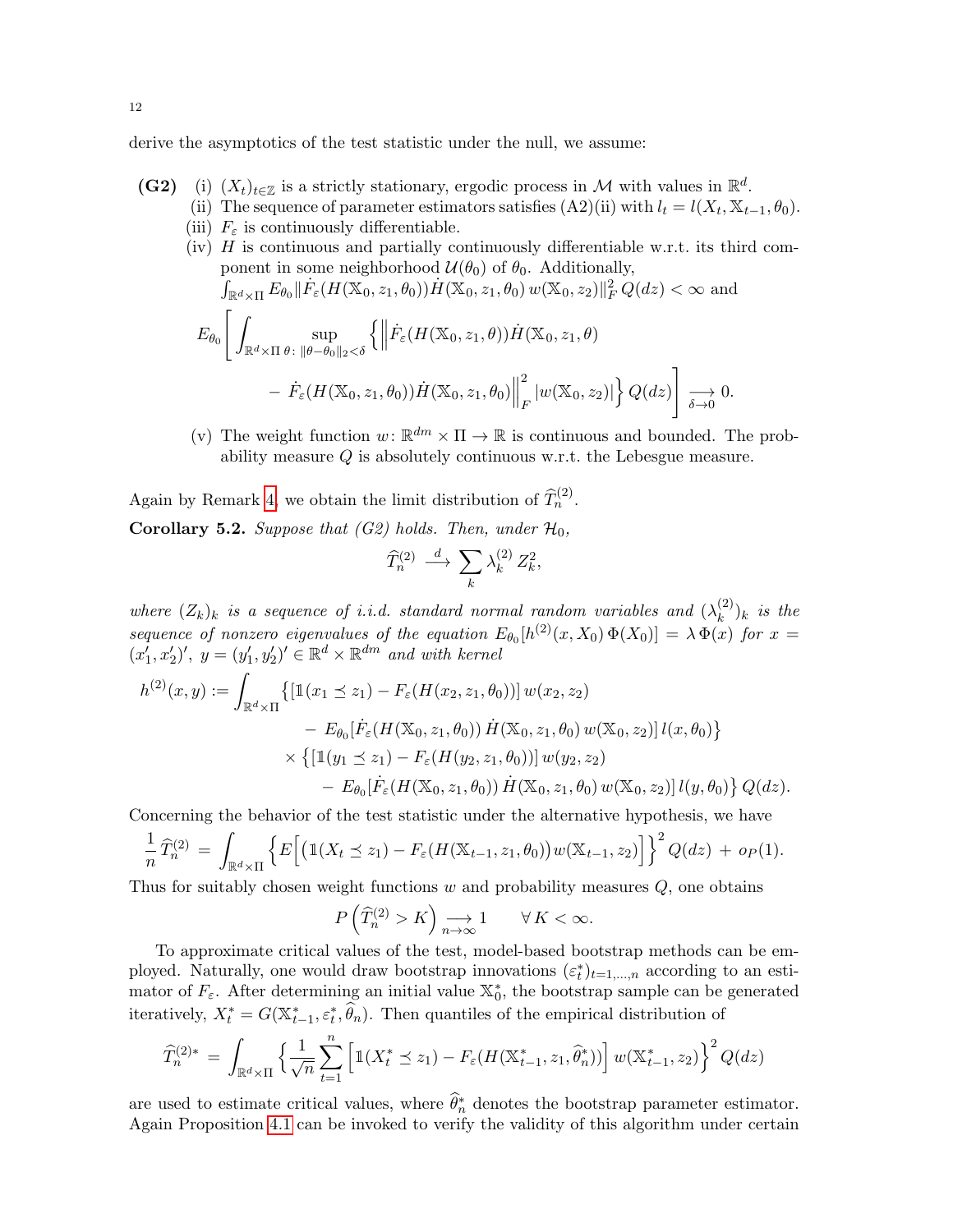derive the asymptotics of the test statistic under the null, we assume:

**(G2)** (i) $(X_t)_{t\in\mathbb{Z}}$ is a strictly stationary, ergodic process in $\mathcal{M}$ with values in $\mathbb{R}^d$.

(ii) The sequence of parameter estimators satisfies (A2)(ii) with $l_t = l(X_t, \mathbb{X}_{t-1}, \theta_0)$.

(iii) $F_\varepsilon$ is continuously differentiable.

(iv) $H$ is continuous and partially continuously differentiable w.r.t. its third component in some neighborhood $\mathcal{U}(\theta_0)$ of $\theta_0$. Additionally, $\int_{\mathbb{R}^d\times\Pi} E_{\theta_0}\|\dot F_\varepsilon(H(\mathbb{X}_0,z_1,\theta_0))\dot H(\mathbb{X}_0,z_1,\theta_0)\, w(\mathbb{X}_0,z_2)\|_F^2\, Q(dz) < \infty$ and

$$E_{\theta_0}\Bigg[\int_{\mathbb{R}^d\times\Pi} \sup_{\theta\colon\|\theta-\theta_0\|_2<\delta} \Big\{\Big\|\dot F_\varepsilon(H(\mathbb{X}_0,z_1,\theta))\dot H(\mathbb{X}_0,z_1,\theta) - \dot F_\varepsilon(H(\mathbb{X}_0,z_1,\theta_0))\dot H(\mathbb{X}_0,z_1,\theta_0)\Big\|_F^2 |w(\mathbb{X}_0,z_2)|\Big\}\, Q(dz)\Bigg] \underset{\delta\to 0}{\longrightarrow} 0.$$

(v) The weight function $w\colon \mathbb{R}^{dm}\times\Pi\to\mathbb{R}$ is continuous and bounded. The probability measure $Q$ is absolutely continuous w.r.t. the Lebesgue measure.

Again by Remark 4, we obtain the limit distribution of $\widehat T_n^{(2)}$.

**Corollary 5.2.** *Suppose that (G2) holds. Then, under $\mathcal{H}_0$,*

$$\widehat T_n^{(2)} \stackrel{d}{\longrightarrow} \sum_k \lambda_k^{(2)} Z_k^2,$$

*where $(Z_k)_k$ is a sequence of i.i.d. standard normal random variables and $(\lambda_k^{(2)})_k$ is the sequence of nonzero eigenvalues of the equation $E_{\theta_0}[h^{(2)}(x,X_0)\,\Phi(X_0)] = \lambda\,\Phi(x)$ for $x = (x_1', x_2')'$, $y = (y_1', y_2')' \in \mathbb{R}^d\times\mathbb{R}^{dm}$ and with kernel*

$$\begin{aligned}
h^{(2)}(x,y) := \int_{\mathbb{R}^d\times\Pi} &\big\{[\mathbb{1}(x_1\preceq z_1) - F_\varepsilon(H(x_2,z_1,\theta_0))]\,w(x_2,z_2) \\
&\quad - E_{\theta_0}[\dot F_\varepsilon(H(\mathbb{X}_0,z_1,\theta_0))\,\dot H(\mathbb{X}_0,z_1,\theta_0)\,w(\mathbb{X}_0,z_2)]\,l(x,\theta_0)\big\} \\
&\times\big\{[\mathbb{1}(y_1\preceq z_1) - F_\varepsilon(H(y_2,z_1,\theta_0))]\,w(y_2,z_2) \\
&\quad - E_{\theta_0}[\dot F_\varepsilon(H(\mathbb{X}_0,z_1,\theta_0))\,\dot H(\mathbb{X}_0,z_1,\theta_0)\,w(\mathbb{X}_0,z_2)]\,l(y,\theta_0)\big\}\,Q(dz).
\end{aligned}$$

Concerning the behavior of the test statistic under the alternative hypothesis, we have

$$\frac{1}{n}\widehat T_n^{(2)} = \int_{\mathbb{R}^d\times\Pi}\Big\{E\Big[\big(\mathbb{1}(X_t\preceq z_1) - F_\varepsilon(H(\mathbb{X}_{t-1},z_1,\theta_0)\big)w(\mathbb{X}_{t-1},z_2)\Big]\Big\}^2 Q(dz) + o_P(1).$$

Thus for suitably chosen weight functions $w$ and probability measures $Q$, one obtains

$$P\left(\widehat T_n^{(2)} > K\right) \underset{n\to\infty}{\longrightarrow} 1 \qquad \forall\, K<\infty.$$

To approximate critical values of the test, model-based bootstrap methods can be employed. Naturally, one would draw bootstrap innovations $(\varepsilon_t^*)_{t=1,\dots,n}$ according to an estimator of $F_\varepsilon$. After determining an initial value $\mathbb{X}_0^*$, the bootstrap sample can be generated iteratively, $X_t^* = G(\mathbb{X}_{t-1}^*, \varepsilon_t^*, \widehat\theta_n)$. Then quantiles of the empirical distribution of

$$\widehat T_n^{(2)*} = \int_{\mathbb{R}^d\times\Pi}\Big\{\frac{1}{\sqrt n}\sum_{t=1}^n\Big[\mathbb{1}(X_t^*\preceq z_1) - F_\varepsilon(H(\mathbb{X}_{t-1}^*,z_1,\widehat\theta_n^*))\Big]\,w(\mathbb{X}_{t-1}^*,z_2)\Big\}^2 Q(dz)$$

are used to estimate critical values, where $\widehat\theta_n^*$ denotes the bootstrap parameter estimator. Again Proposition 4.1 can be invoked to verify the validity of this algorithm under certain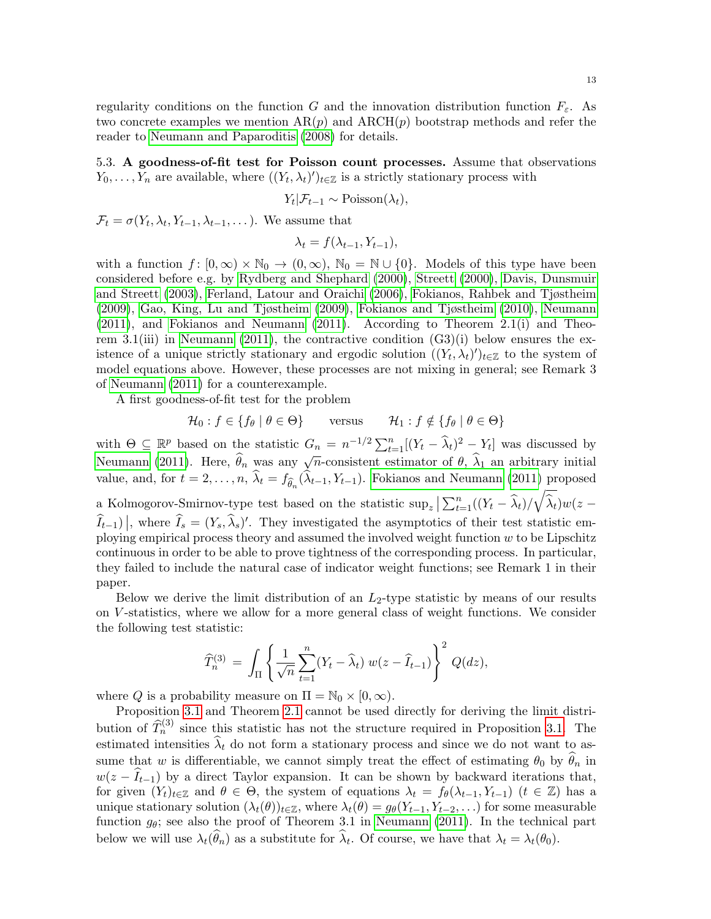regularity conditions on the function $G$ and the innovation distribution function $F_\varepsilon$. As two concrete examples we mention AR($p$) and ARCH($p$) bootstrap methods and refer the reader to Neumann and Paparoditis (2008) for details.

5.3. **A goodness-of-fit test for Poisson count processes.** Assume that observations $Y_0, \ldots, Y_n$ are available, where $((Y_t, \lambda_t)')_{t \in \mathbb{Z}}$ is a strictly stationary process with

$$Y_t | \mathcal{F}_{t-1} \sim \text{Poisson}(\lambda_t),$$

$\mathcal{F}_t = \sigma(Y_t, \lambda_t, Y_{t-1}, \lambda_{t-1}, \ldots)$. We assume that

$$\lambda_t = f(\lambda_{t-1}, Y_{t-1}),$$

with a function $f \colon [0, \infty) \times \mathbb{N}_0 \to (0, \infty)$, $\mathbb{N}_0 = \mathbb{N} \cup \{0\}$. Models of this type have been considered before e.g. by Rydberg and Shephard (2000), Streett (2000), Davis, Dunsmuir and Streett (2003), Ferland, Latour and Oraichi (2006), Fokianos, Rahbek and Tjøstheim (2009), Gao, King, Lu and Tjøstheim (2009), Fokianos and Tjøstheim (2010), Neumann (2011), and Fokianos and Neumann (2011). According to Theorem 2.1(i) and Theorem 3.1(iii) in Neumann (2011), the contractive condition (G3)(i) below ensures the existence of a unique strictly stationary and ergodic solution $((Y_t, \lambda_t)')_{t \in \mathbb{Z}}$ to the system of model equations above. However, these processes are not mixing in general; see Remark 3 of Neumann (2011) for a counterexample.

A first goodness-of-fit test for the problem

$$\mathcal{H}_0 : f \in \{f_\theta \mid \theta \in \Theta\} \qquad \text{versus} \qquad \mathcal{H}_1 : f \notin \{f_\theta \mid \theta \in \Theta\}$$

with $\Theta \subseteq \mathbb{R}^p$ based on the statistic $G_n = n^{-1/2} \sum_{t=1}^n [(Y_t - \widehat{\lambda}_t)^2 - Y_t]$ was discussed by Neumann (2011). Here, $\widehat{\theta}_n$ was any $\sqrt{n}$-consistent estimator of $\theta$, $\widehat{\lambda}_1$ an arbitrary initial value, and, for $t = 2, \ldots, n$, $\widehat{\lambda}_t = f_{\widehat{\theta}_n}(\widehat{\lambda}_{t-1}, Y_{t-1})$. Fokianos and Neumann (2011) proposed a Kolmogorov-Smirnov-type test based on the statistic $\sup_z \big| \sum_{t=1}^n ((Y_t - \widehat{\lambda}_t)/\sqrt{\widehat{\lambda}_t}) w(z - \widehat{I}_{t-1}) \big|$, where $\widehat{I}_s = (Y_s, \widehat{\lambda}_s)'$. They investigated the asymptotics of their test statistic employing empirical process theory and assumed the involved weight function $w$ to be Lipschitz continuous in order to be able to prove tightness of the corresponding process. In particular, they failed to include the natural case of indicator weight functions; see Remark 1 in their paper.

Below we derive the limit distribution of an $L_2$-type statistic by means of our results on $V$-statistics, where we allow for a more general class of weight functions. We consider the following test statistic:

$$\widehat{T}_n^{(3)} = \int_\Pi \left\{ \frac{1}{\sqrt{n}} \sum_{t=1}^n (Y_t - \widehat{\lambda}_t)\, w(z - \widehat{I}_{t-1}) \right\}^2 Q(dz),$$

where $Q$ is a probability measure on $\Pi = \mathbb{N}_0 \times [0, \infty)$.

Proposition 3.1 and Theorem 2.1 cannot be used directly for deriving the limit distribution of $\widehat{T}_n^{(3)}$ since this statistic has not the structure required in Proposition 3.1. The estimated intensities $\widehat{\lambda}_t$ do not form a stationary process and since we do not want to assume that $w$ is differentiable, we cannot simply treat the effect of estimating $\theta_0$ by $\widehat{\theta}_n$ in $w(z - \widehat{I}_{t-1})$ by a direct Taylor expansion. It can be shown by backward iterations that, for given $(Y_t)_{t \in \mathbb{Z}}$ and $\theta \in \Theta$, the system of equations $\lambda_t = f_\theta(\lambda_{t-1}, Y_{t-1})$ $(t \in \mathbb{Z})$ has a unique stationary solution $(\lambda_t(\theta))_{t \in \mathbb{Z}}$, where $\lambda_t(\theta) = g_\theta(Y_{t-1}, Y_{t-2}, \ldots)$ for some measurable function $g_\theta$; see also the proof of Theorem 3.1 in Neumann (2011). In the technical part below we will use $\lambda_t(\widehat{\theta}_n)$ as a substitute for $\widehat{\lambda}_t$. Of course, we have that $\lambda_t = \lambda_t(\theta_0)$.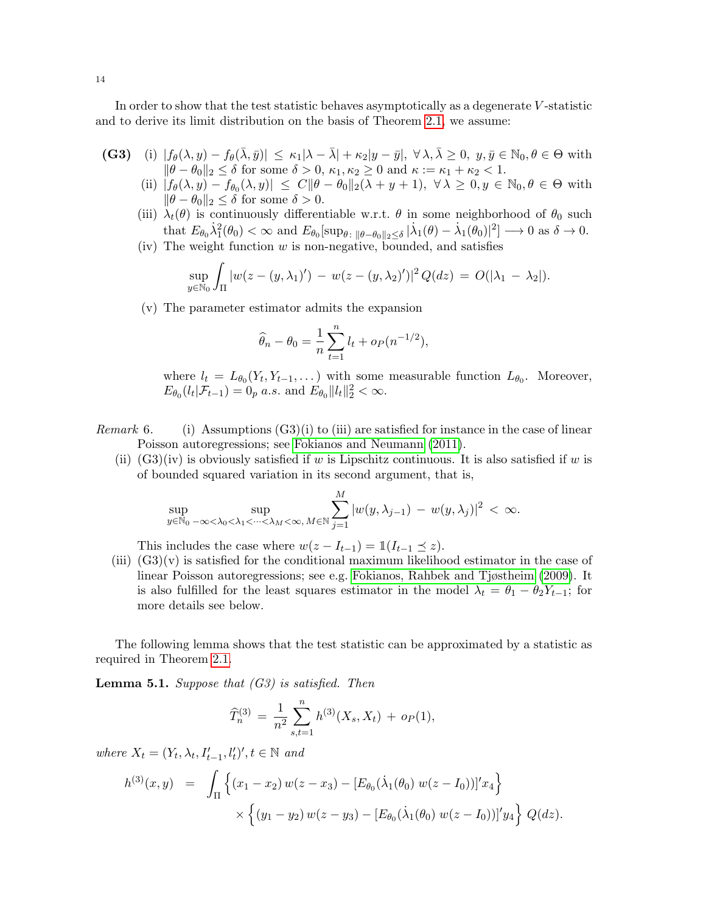In order to show that the test statistic behaves asymptotically as a degenerate $V$-statistic and to derive its limit distribution on the basis of Theorem 2.1, we assume:

**(G3)** (i) $|f_\theta(\lambda, y) - f_\theta(\bar\lambda, \bar y)| \le \kappa_1|\lambda - \bar\lambda| + \kappa_2|y - \bar y|$, $\forall\, \lambda, \bar\lambda \ge 0$, $y, \bar y \in \mathbb{N}_0, \theta \in \Theta$ with $\|\theta - \theta_0\|_2 \le \delta$ for some $\delta > 0$, $\kappa_1, \kappa_2 \ge 0$ and $\kappa := \kappa_1 + \kappa_2 < 1$.

(ii) $|f_\theta(\lambda, y) - f_{\theta_0}(\lambda, y)| \le C\|\theta - \theta_0\|_2(\lambda + y + 1)$, $\forall\, \lambda \ge 0, y \in \mathbb{N}_0, \theta \in \Theta$ with $\|\theta - \theta_0\|_2 \le \delta$ for some $\delta > 0$.

(iii) $\lambda_t(\theta)$ is continuously differentiable w.r.t. $\theta$ in some neighborhood of $\theta_0$ such that $E_{\theta_0}\dot\lambda_1^2(\theta_0) < \infty$ and $E_{\theta_0}[\sup_{\theta:\, \|\theta-\theta_0\|_2 \le \delta} |\dot\lambda_1(\theta) - \dot\lambda_1(\theta_0)|^2] \longrightarrow 0$ as $\delta \to 0$.

(iv) The weight function $w$ is non-negative, bounded, and satisfies

$$\sup_{y \in \mathbb{N}_0} \int_\Pi |w(z - (y, \lambda_1)') \,-\, w(z - (y, \lambda_2)')|^2 \, Q(dz) \,=\, O(|\lambda_1 \,-\, \lambda_2|).$$

(v) The parameter estimator admits the expansion

$$\widehat\theta_n - \theta_0 = \frac{1}{n}\sum_{t=1}^n l_t + o_P(n^{-1/2}),$$

where $l_t = L_{\theta_0}(Y_t, Y_{t-1}, \dots)$ with some measurable function $L_{\theta_0}$. Moreover, $E_{\theta_0}(l_t|\mathcal{F}_{t-1}) = 0_p$ *a.s.* and $E_{\theta_0}\|l_t\|_2^2 < \infty$.

*Remark* 6. (i) Assumptions (G3)(i) to (iii) are satisfied for instance in the case of linear Poisson autoregressions; see Fokianos and Neumann (2011).

(ii) (G3)(iv) is obviously satisfied if $w$ is Lipschitz continuous. It is also satisfied if $w$ is of bounded squared variation in its second argument, that is,

$$\sup_{y \in \mathbb{N}_0} \;\sup_{-\infty < \lambda_0 < \lambda_1 < \dots < \lambda_M < \infty,\, M \in \mathbb{N}} \sum_{j=1}^M |w(y, \lambda_{j-1}) \,-\, w(y, \lambda_j)|^2 \,<\, \infty.$$

This includes the case where $w(z - I_{t-1}) = \mathbb{1}(I_{t-1} \preceq z)$.

(iii) (G3)(v) is satisfied for the conditional maximum likelihood estimator in the case of linear Poisson autoregressions; see e.g. Fokianos, Rahbek and Tjøstheim (2009). It is also fulfilled for the least squares estimator in the model $\lambda_t = \theta_1 - \theta_2 Y_{t-1}$; for more details see below.

The following lemma shows that the test statistic can be approximated by a statistic as required in Theorem 2.1.

**Lemma 5.1.** *Suppose that (G3) is satisfied. Then*

$$\widehat T_n^{(3)} \,=\, \frac{1}{n^2}\sum_{s,t=1}^n h^{(3)}(X_s, X_t) \,+\, o_P(1),$$

*where* $X_t = (Y_t, \lambda_t, I_{t-1}', l_t')', t \in \mathbb{N}$ *and*

$$\begin{aligned} h^{(3)}(x, y) \;&=\; \int_\Pi \Big\{(x_1 - x_2)\, w(z - x_3) - [E_{\theta_0}(\dot\lambda_1(\theta_0)\, w(z - I_0))]' x_4\Big\} \\ &\qquad\qquad \times \Big\{(y_1 - y_2)\, w(z - y_3) - [E_{\theta_0}(\dot\lambda_1(\theta_0)\, w(z - I_0))]' y_4\Big\}\; Q(dz). \end{aligned}$$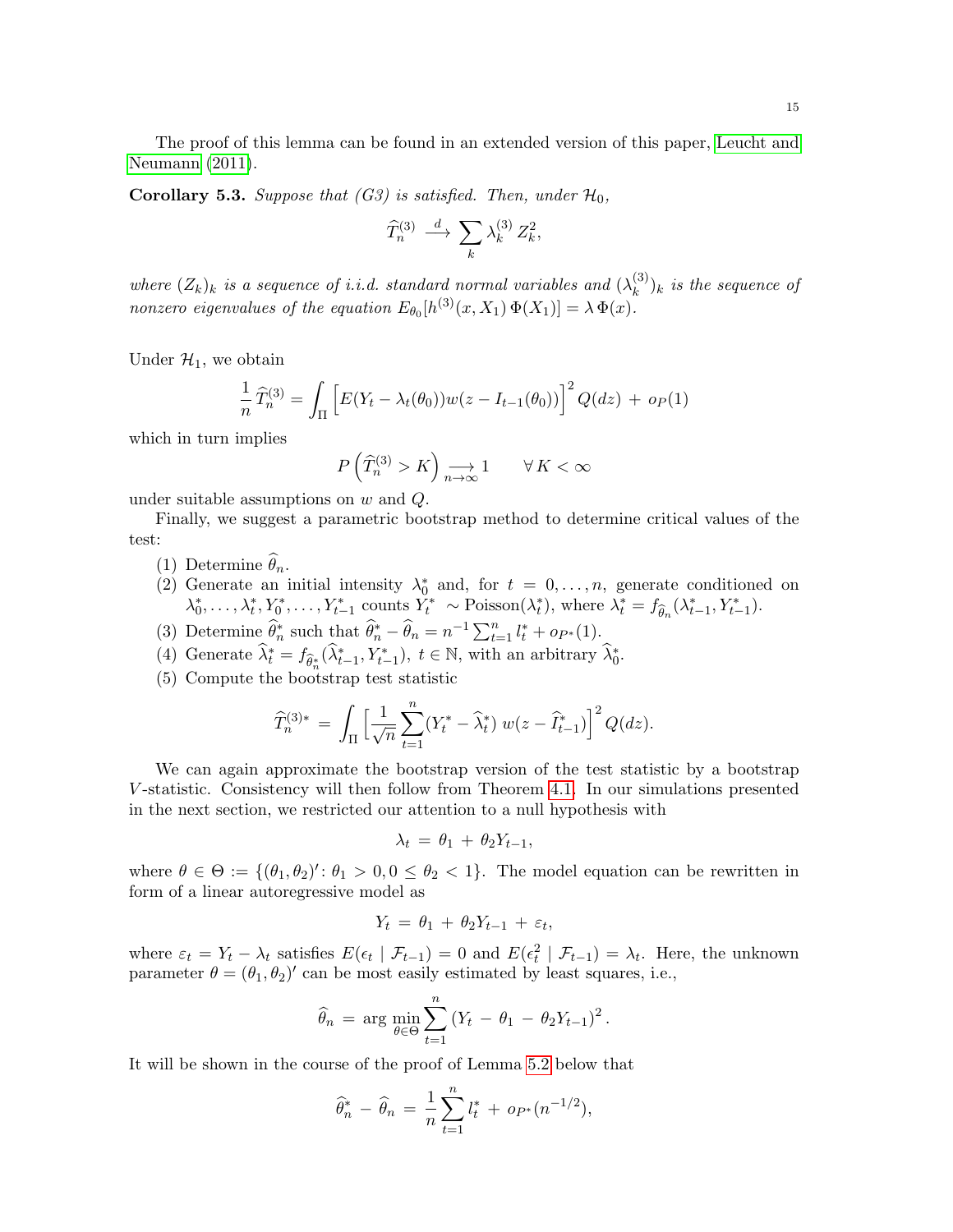The proof of this lemma can be found in an extended version of this paper, Leucht and Neumann (2011).

**Corollary 5.3.** *Suppose that (G3) is satisfied. Then, under $\mathcal{H}_0$,*

$$\widehat{T}_n^{(3)} \xrightarrow{d} \sum_k \lambda_k^{(3)} Z_k^2,$$

*where $(Z_k)_k$ is a sequence of i.i.d. standard normal variables and $(\lambda_k^{(3)})_k$ is the sequence of nonzero eigenvalues of the equation $E_{\theta_0}[h^{(3)}(x, X_1)\, \Phi(X_1)] = \lambda\, \Phi(x)$.*

Under $\mathcal{H}_1$, we obtain

$$\frac{1}{n}\,\widehat{T}_n^{(3)} = \int_\Pi \Big[ E(Y_t - \lambda_t(\theta_0)) w(z - I_{t-1}(\theta_0)) \Big]^2 Q(dz) \,+\, o_P(1)$$

which in turn implies

$$P\left(\widehat{T}_n^{(3)} > K\right) \underset{n\to\infty}{\longrightarrow} 1 \qquad \forall\, K < \infty$$

under suitable assumptions on $w$ and $Q$.

Finally, we suggest a parametric bootstrap method to determine critical values of the test:

(1) Determine $\widehat{\theta}_n$.
(2) Generate an initial intensity $\lambda_0^*$ and, for $t = 0, \ldots, n$, generate conditioned on $\lambda_0^*, \ldots, \lambda_t^*, Y_0^*, \ldots, Y_{t-1}^*$ counts $Y_t^* \sim \text{Poisson}(\lambda_t^*)$, where $\lambda_t^* = f_{\widehat{\theta}_n}(\lambda_{t-1}^*, Y_{t-1}^*)$.
(3) Determine $\widehat{\theta}_n^*$ such that $\widehat{\theta}_n^* - \widehat{\theta}_n = n^{-1}\sum_{t=1}^n l_t^* + o_{P^*}(1)$.
(4) Generate $\widehat{\lambda}_t^* = f_{\widehat{\theta}_n^*}(\widehat{\lambda}_{t-1}^*, Y_{t-1}^*)$, $t \in \mathbb{N}$, with an arbitrary $\widehat{\lambda}_0^*$.
(5) Compute the bootstrap test statistic

$$\widehat{T}_n^{(3)*} \,=\, \int_\Pi \Big[ \frac{1}{\sqrt{n}} \sum_{t=1}^n (Y_t^* - \widehat{\lambda}_t^*)\; w(z - \widehat{I}_{t-1}^*) \Big]^2 Q(dz).$$

We can again approximate the bootstrap version of the test statistic by a bootstrap $V$-statistic. Consistency will then follow from Theorem 4.1. In our simulations presented in the next section, we restricted our attention to a null hypothesis with

$$\lambda_t \,=\, \theta_1 \,+\, \theta_2 Y_{t-1},$$

where $\theta \in \Theta := \{(\theta_1, \theta_2)' \colon \theta_1 > 0, 0 \le \theta_2 < 1\}$. The model equation can be rewritten in form of a linear autoregressive model as

$$Y_t \,=\, \theta_1 \,+\, \theta_2 Y_{t-1} \,+\, \varepsilon_t,$$

where $\varepsilon_t = Y_t - \lambda_t$ satisfies $E(\epsilon_t \mid \mathcal{F}_{t-1}) = 0$ and $E(\epsilon_t^2 \mid \mathcal{F}_{t-1}) = \lambda_t$. Here, the unknown parameter $\theta = (\theta_1, \theta_2)'$ can be most easily estimated by least squares, i.e.,

$$\widehat{\theta}_n \,=\, \arg\min_{\theta\in\Theta} \sum_{t=1}^n \left(Y_t \,-\, \theta_1 \,-\, \theta_2 Y_{t-1}\right)^2.$$

It will be shown in the course of the proof of Lemma 5.2 below that

$$\widehat{\theta}_n^* \,-\, \widehat{\theta}_n \,=\, \frac{1}{n}\sum_{t=1}^n l_t^* \,+\, o_{P^*}(n^{-1/2}),$$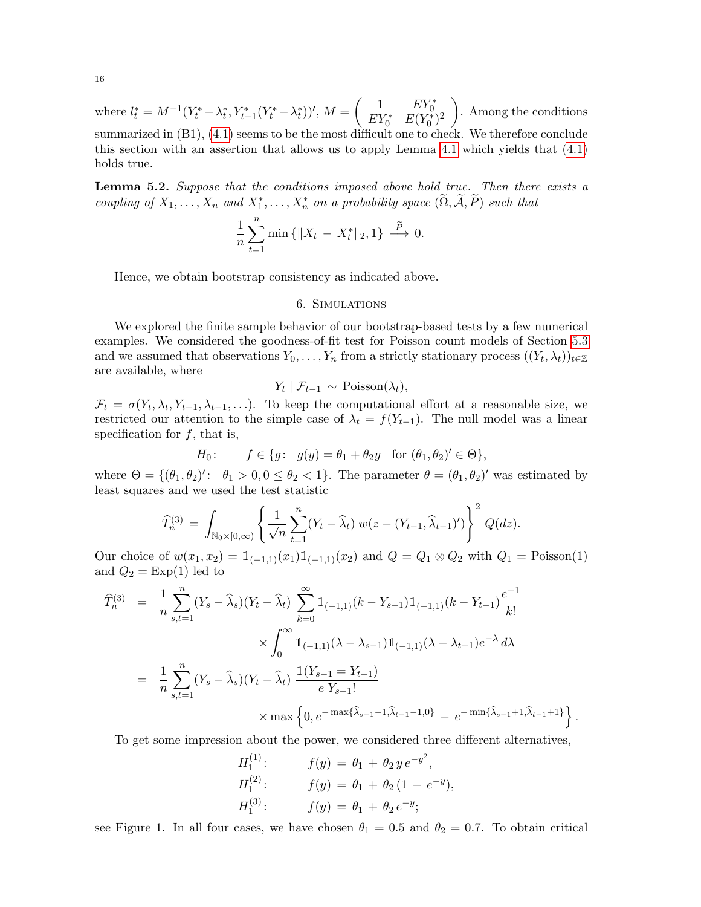where $l_t^* = M^{-1}(Y_t^* - \lambda_t^*, Y_{t-1}^*(Y_t^* - \lambda_t^*))'$, $M = \begin{pmatrix} 1 & EY_0^* \\ EY_0^* & E(Y_0^*)^2 \end{pmatrix}$. Among the conditions summarized in (B1), (4.1) seems to be the most difficult one to check. We therefore conclude this section with an assertion that allows us to apply Lemma 4.1 which yields that (4.1) holds true.

**Lemma 5.2.** *Suppose that the conditions imposed above hold true. Then there exists a coupling of $X_1, \ldots, X_n$ and $X_1^*, \ldots, X_n^*$ on a probability space $(\widetilde{\Omega}, \widetilde{\mathcal{A}}, \widetilde{P})$ such that*

$$\frac{1}{n} \sum_{t=1}^{n} \min\left\{ \|X_t - X_t^*\|_2, 1 \right\} \xrightarrow{\widetilde{P}} 0.$$

Hence, we obtain bootstrap consistency as indicated above.

## 6. Simulations

We explored the finite sample behavior of our bootstrap-based tests by a few numerical examples. We considered the goodness-of-fit test for Poisson count models of Section 5.3 and we assumed that observations $Y_0, \ldots, Y_n$ from a strictly stationary process $((Y_t, \lambda_t))_{t \in \mathbb{Z}}$ are available, where

$$Y_t \mid \mathcal{F}_{t-1} \sim \text{Poisson}(\lambda_t),$$

$\mathcal{F}_t = \sigma(Y_t, \lambda_t, Y_{t-1}, \lambda_{t-1}, \ldots)$. To keep the computational effort at a reasonable size, we restricted our attention to the simple case of $\lambda_t = f(Y_{t-1})$. The null model was a linear specification for $f$, that is,

$$H_0: \qquad f \in \{g\colon \ \ g(y) = \theta_1 + \theta_2 y \quad \text{for } (\theta_1, \theta_2)' \in \Theta\},$$

where $\Theta = \{(\theta_1, \theta_2)'\colon \ \ \theta_1 > 0, 0 \le \theta_2 < 1\}$. The parameter $\theta = (\theta_1, \theta_2)'$ was estimated by least squares and we used the test statistic

$$\widehat{T}_n^{(3)} = \int_{\mathbb{N}_0 \times [0,\infty)} \left\{ \frac{1}{\sqrt{n}} \sum_{t=1}^{n} (Y_t - \widehat{\lambda}_t)\, w(z - (Y_{t-1}, \widehat{\lambda}_{t-1})') \right\}^2 Q(dz).$$

Our choice of $w(x_1, x_2) = \mathbb{1}_{(-1,1)}(x_1)\mathbb{1}_{(-1,1)}(x_2)$ and $Q = Q_1 \otimes Q_2$ with $Q_1 = \text{Poisson}(1)$ and $Q_2 = \text{Exp}(1)$ led to

$$\begin{aligned}
\widehat{T}_n^{(3)} &= \frac{1}{n} \sum_{s,t=1}^{n} (Y_s - \widehat{\lambda}_s)(Y_t - \widehat{\lambda}_t) \sum_{k=0}^{\infty} \mathbb{1}_{(-1,1)}(k - Y_{s-1})\mathbb{1}_{(-1,1)}(k - Y_{t-1}) \frac{e^{-1}}{k!} \\
&\qquad\qquad \times \int_0^\infty \mathbb{1}_{(-1,1)}(\lambda - \lambda_{s-1})\mathbb{1}_{(-1,1)}(\lambda - \lambda_{t-1}) e^{-\lambda}\, d\lambda \\
&= \frac{1}{n} \sum_{s,t=1}^{n} (Y_s - \widehat{\lambda}_s)(Y_t - \widehat{\lambda}_t)\, \frac{\mathbb{1}(Y_{s-1} = Y_{t-1})}{e\; Y_{s-1}!} \\
&\qquad\qquad \times \max\left\{ 0, e^{-\max\{\widehat{\lambda}_{s-1}-1, \widehat{\lambda}_{t-1}-1, 0\}} - e^{-\min\{\widehat{\lambda}_{s-1}+1, \widehat{\lambda}_{t-1}+1\}} \right\}.
\end{aligned}$$

To get some impression about the power, we considered three different alternatives,

$$\begin{aligned}
H_1^{(1)}: &\qquad f(y) = \theta_1 + \theta_2\, y\, e^{-y^2}, \\
H_1^{(2)}: &\qquad f(y) = \theta_1 + \theta_2\, (1 - e^{-y}), \\
H_1^{(3)}: &\qquad f(y) = \theta_1 + \theta_2\, e^{-y};
\end{aligned}$$

see Figure 1. In all four cases, we have chosen $\theta_1 = 0.5$ and $\theta_2 = 0.7$. To obtain critical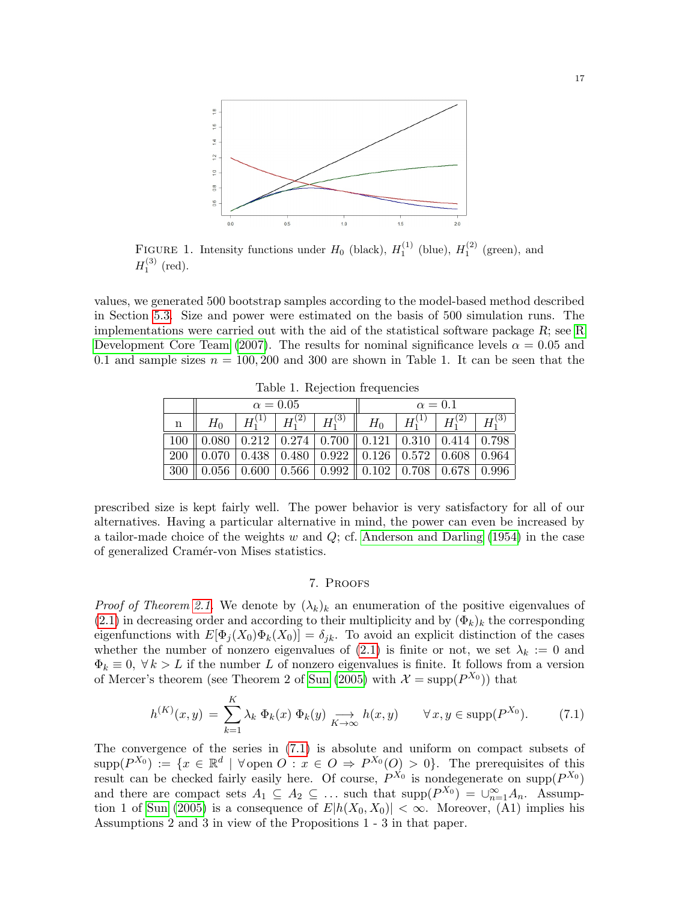FIGURE 1. Intensity functions under $H_0$ (black), $H_1^{(1)}$ (blue), $H_1^{(2)}$ (green), and $H_1^{(3)}$ (red).

values, we generated 500 bootstrap samples according to the model-based method described in Section 5.3. Size and power were estimated on the basis of 500 simulation runs. The implementations were carried out with the aid of the statistical software package $R$; see R Development Core Team (2007). The results for nominal significance levels $\alpha = 0.05$ and 0.1 and sample sizes $n = 100, 200$ and 300 are shown in Table 1. It can be seen that the

Table 1. Rejection frequencies

| | $\alpha = 0.05$ | | | | $\alpha = 0.1$ | | | |
|---|---|---|---|---|---|---|---|---|
| n | $H_0$ | $H_1^{(1)}$ | $H_1^{(2)}$ | $H_1^{(3)}$ | $H_0$ | $H_1^{(1)}$ | $H_1^{(2)}$ | $H_1^{(3)}$ |
| 100 | 0.080 | 0.212 | 0.274 | 0.700 | 0.121 | 0.310 | 0.414 | 0.798 |
| 200 | 0.070 | 0.438 | 0.480 | 0.922 | 0.126 | 0.572 | 0.608 | 0.964 |
| 300 | 0.056 | 0.600 | 0.566 | 0.992 | 0.102 | 0.708 | 0.678 | 0.996 |

prescribed size is kept fairly well. The power behavior is very satisfactory for all of our alternatives. Having a particular alternative in mind, the power can even be increased by a tailor-made choice of the weights $w$ and $Q$; cf. Anderson and Darling (1954) in the case of generalized Cramér-von Mises statistics.

## 7. Proofs

*Proof of Theorem 2.1.* We denote by $(\lambda_k)_k$ an enumeration of the positive eigenvalues of (2.1) in decreasing order and according to their multiplicity and by $(\Phi_k)_k$ the corresponding eigenfunctions with $E[\Phi_j(X_0)\Phi_k(X_0)] = \delta_{jk}$. To avoid an explicit distinction of the cases whether the number of nonzero eigenvalues of (2.1) is finite or not, we set $\lambda_k := 0$ and $\Phi_k \equiv 0$, $\forall\, k > L$ if the number $L$ of nonzero eigenvalues is finite. It follows from a version of Mercer's theorem (see Theorem 2 of Sun (2005) with $\mathcal{X} = \operatorname{supp}(P^{X_0})$) that

$$h^{(K)}(x,y) \,=\, \sum_{k=1}^{K} \lambda_k \;\Phi_k(x)\;\Phi_k(y) \underset{K\to\infty}{\longrightarrow} h(x,y) \qquad \forall\, x,y \in \operatorname{supp}(P^{X_0}). \tag{7.1}$$

The convergence of the series in (7.1) is absolute and uniform on compact subsets of $\operatorname{supp}(P^{X_0}) := \{x \in \mathbb{R}^d \mid \forall \text{open } O : x \in O \Rightarrow P^{X_0}(O) > 0\}$. The prerequisites of this result can be checked fairly easily here. Of course, $P^{X_0}$ is nondegenerate on $\operatorname{supp}(P^{X_0})$ and there are compact sets $A_1 \subseteq A_2 \subseteq \ldots$ such that $\operatorname{supp}(P^{X_0}) = \cup_{n=1}^{\infty} A_n$. Assumption 1 of Sun (2005) is a consequence of $E|h(X_0, X_0)| < \infty$. Moreover, (A1) implies his Assumptions 2 and 3 in view of the Propositions 1 - 3 in that paper.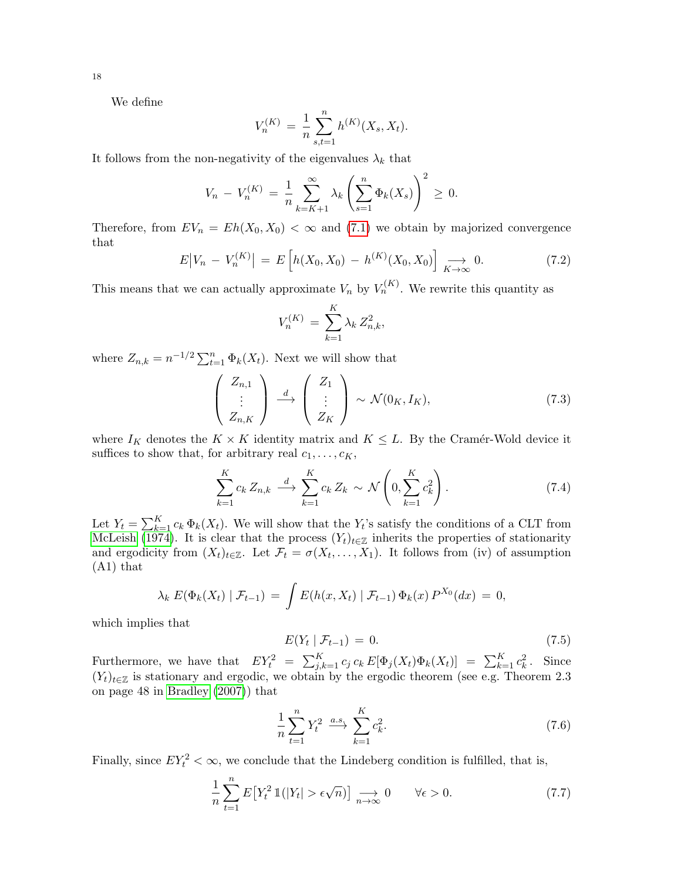We define

$$V_n^{(K)} \,=\, \frac{1}{n} \sum_{s,t=1}^{n} h^{(K)}(X_s, X_t).$$

It follows from the non-negativity of the eigenvalues $\lambda_k$ that

$$V_n \,-\, V_n^{(K)} \,=\, \frac{1}{n} \sum_{k=K+1}^{\infty} \lambda_k \left( \sum_{s=1}^{n} \Phi_k(X_s) \right)^2 \,\geq\, 0.$$

Therefore, from $EV_n = Eh(X_0, X_0) < \infty$ and (7.1) we obtain by majorized convergence that

$$E\big|V_n \,-\, V_n^{(K)}\big| \,=\, E\left[ h(X_0, X_0) \,-\, h^{(K)}(X_0, X_0) \right] \underset{K\to\infty}{\longrightarrow} 0. \tag{7.2}$$

This means that we can actually approximate $V_n$ by $V_n^{(K)}$. We rewrite this quantity as

$$V_n^{(K)} \,=\, \sum_{k=1}^{K} \lambda_k \, Z_{n,k}^2,$$

where $Z_{n,k} = n^{-1/2} \sum_{t=1}^{n} \Phi_k(X_t)$. Next we will show that

$$\begin{pmatrix} Z_{n,1} \\ \vdots \\ Z_{n,K} \end{pmatrix} \stackrel{d}{\longrightarrow} \begin{pmatrix} Z_1 \\ \vdots \\ Z_K \end{pmatrix} \sim \mathcal{N}(0_K, I_K), \tag{7.3}$$

where $I_K$ denotes the $K \times K$ identity matrix and $K \leq L$. By the Cramér-Wold device it suffices to show that, for arbitrary real $c_1, \ldots, c_K$,

$$\sum_{k=1}^{K} c_k \, Z_{n,k} \stackrel{d}{\longrightarrow} \sum_{k=1}^{K} c_k \, Z_k \,\sim\, \mathcal{N}\left(0, \sum_{k=1}^{K} c_k^2\right). \tag{7.4}$$

Let $Y_t = \sum_{k=1}^{K} c_k \, \Phi_k(X_t)$. We will show that the $Y_t$'s satisfy the conditions of a CLT from McLeish (1974). It is clear that the process $(Y_t)_{t\in\mathbb{Z}}$ inherits the properties of stationarity and ergodicity from $(X_t)_{t\in\mathbb{Z}}$. Let $\mathcal{F}_t = \sigma(X_t, \ldots, X_1)$. It follows from (iv) of assumption (A1) that

$$\lambda_k \, E(\Phi_k(X_t) \mid \mathcal{F}_{t-1}) \,=\, \int E(h(x, X_t) \mid \mathcal{F}_{t-1}) \, \Phi_k(x) \, P^{X_0}(dx) \,=\, 0,$$

which implies that

$$E(Y_t \mid \mathcal{F}_{t-1}) \,=\, 0. \tag{7.5}$$

Furthermore, we have that $EY_t^2 \,=\, \sum_{j,k=1}^{K} c_j \, c_k \, E[\Phi_j(X_t)\Phi_k(X_t)] \,=\, \sum_{k=1}^{K} c_k^2$. Since $(Y_t)_{t\in\mathbb{Z}}$ is stationary and ergodic, we obtain by the ergodic theorem (see e.g. Theorem 2.3 on page 48 in Bradley (2007)) that

$$\frac{1}{n} \sum_{t=1}^{n} Y_t^2 \stackrel{a.s.}{\longrightarrow} \sum_{k=1}^{K} c_k^2. \tag{7.6}$$

Finally, since $EY_t^2 < \infty$, we conclude that the Lindeberg condition is fulfilled, that is,

$$\frac{1}{n} \sum_{t=1}^{n} E\big[Y_t^2 \, \mathbb{1}(|Y_t| > \epsilon\sqrt{n})\big] \underset{n\to\infty}{\longrightarrow} 0 \qquad \forall \epsilon > 0. \tag{7.7}$$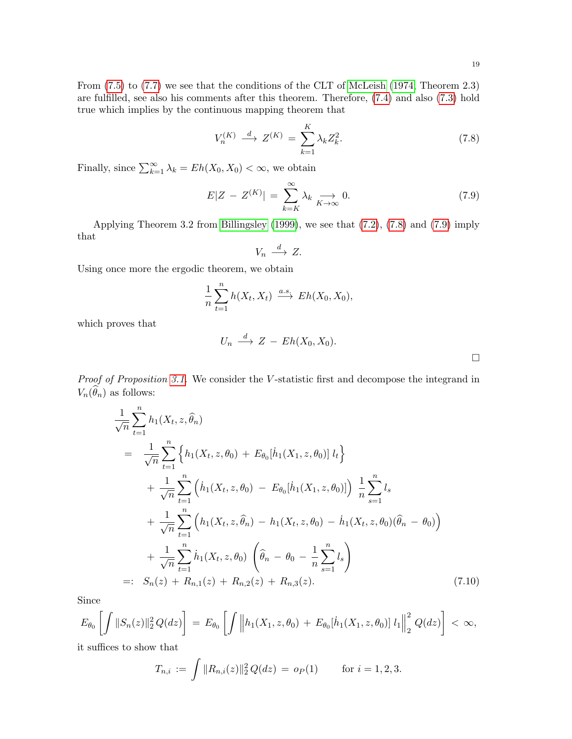From (7.5) to (7.7) we see that the conditions of the CLT of McLeish (1974, Theorem 2.3) are fulfilled, see also his comments after this theorem. Therefore, (7.4) and also (7.3) hold true which implies by the continuous mapping theorem that

$$V_n^{(K)} \stackrel{d}{\longrightarrow} Z^{(K)} = \sum_{k=1}^{K} \lambda_k Z_k^2. \tag{7.8}$$

Finally, since $\sum_{k=1}^{\infty} \lambda_k = Eh(X_0, X_0) < \infty$, we obtain

$$E|Z - Z^{(K)}| = \sum_{k=K}^{\infty} \lambda_k \underset{K\to\infty}{\longrightarrow} 0. \tag{7.9}$$

Applying Theorem 3.2 from Billingsley (1999), we see that (7.2), (7.8) and (7.9) imply that

$$V_n \stackrel{d}{\longrightarrow} Z.$$

Using once more the ergodic theorem, we obtain

$$\frac{1}{n} \sum_{t=1}^{n} h(X_t, X_t) \stackrel{a.s.}{\longrightarrow} Eh(X_0, X_0),$$

which proves that

$$U_n \stackrel{d}{\longrightarrow} Z - Eh(X_0, X_0).$$

$\square$

*Proof of Proposition 3.1.* We consider the $V$-statistic first and decompose the integrand in $V_n(\widehat{\theta}_n)$ as follows:

$$\begin{aligned}
&\frac{1}{\sqrt{n}} \sum_{t=1}^{n} h_1(X_t, z, \widehat{\theta}_n) \\
&= \frac{1}{\sqrt{n}} \sum_{t=1}^{n} \Big\{ h_1(X_t, z, \theta_0) + E_{\theta_0}[\dot{h}_1(X_1, z, \theta_0)]\, l_t \Big\} \\
&\quad + \frac{1}{\sqrt{n}} \sum_{t=1}^{n} \Big( \dot{h}_1(X_t, z, \theta_0) - E_{\theta_0}[\dot{h}_1(X_1, z, \theta_0)] \Big) \frac{1}{n} \sum_{s=1}^{n} l_s \\
&\quad + \frac{1}{\sqrt{n}} \sum_{t=1}^{n} \Big( h_1(X_t, z, \widehat{\theta}_n) - h_1(X_t, z, \theta_0) - \dot{h}_1(X_t, z, \theta_0)(\widehat{\theta}_n - \theta_0) \Big) \\
&\quad + \frac{1}{\sqrt{n}} \sum_{t=1}^{n} \dot{h}_1(X_t, z, \theta_0) \left( \widehat{\theta}_n - \theta_0 - \frac{1}{n} \sum_{s=1}^{n} l_s \right) \\
&=: S_n(z) + R_{n,1}(z) + R_{n,2}(z) + R_{n,3}(z).
\end{aligned} \tag{7.10}$$

Since

$$E_{\theta_0}\left[ \int \|S_n(z)\|_2^2 \, Q(dz) \right] = E_{\theta_0}\left[ \int \Big\| h_1(X_1, z, \theta_0) + E_{\theta_0}[\dot{h}_1(X_1, z, \theta_0)]\, l_1 \Big\|_2^2 \, Q(dz) \right] < \infty,$$

it suffices to show that

$$T_{n,i} := \int \|R_{n,i}(z)\|_2^2 \, Q(dz) = o_P(1) \qquad \text{for } i = 1, 2, 3.$$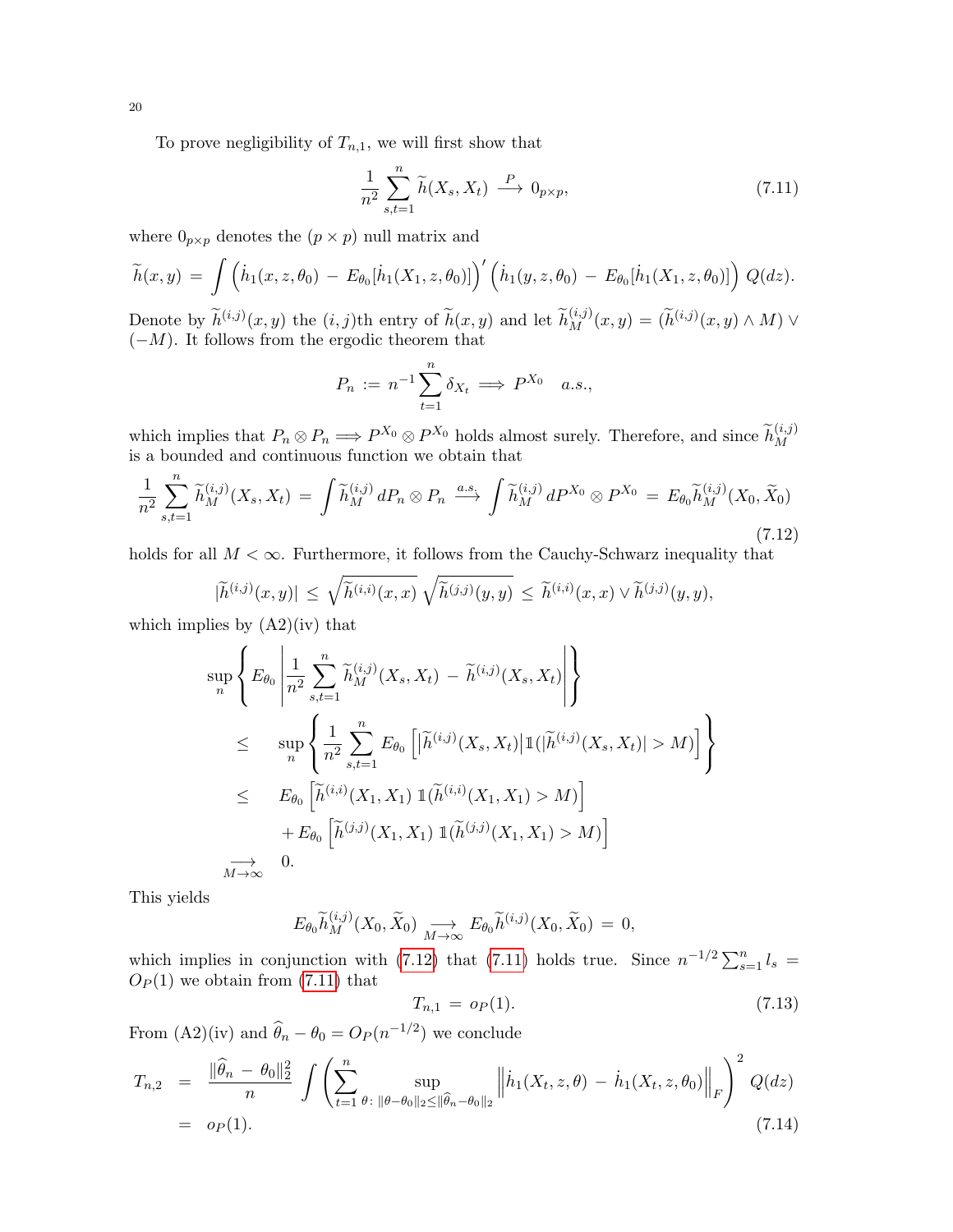To prove negligibility of $T_{n,1}$, we will first show that

$$\frac{1}{n^2} \sum_{s,t=1}^{n} \widetilde{h}(X_s, X_t) \stackrel{P}{\longrightarrow} 0_{p\times p}, \tag{7.11}$$

where $0_{p\times p}$ denotes the $(p \times p)$ null matrix and

$$\widetilde{h}(x, y) = \int \Big( \dot{h}_1(x, z, \theta_0) - E_{\theta_0}[\dot{h}_1(X_1, z, \theta_0)] \Big)' \Big( \dot{h}_1(y, z, \theta_0) - E_{\theta_0}[\dot{h}_1(X_1, z, \theta_0)] \Big) \, Q(dz).$$

Denote by $\widetilde{h}^{(i,j)}(x, y)$ the $(i, j)$th entry of $\widetilde{h}(x, y)$ and let $\widetilde{h}^{(i,j)}_M(x, y) = (\widetilde{h}^{(i,j)}(x, y) \wedge M) \vee (-M)$. It follows from the ergodic theorem that

$$P_n := n^{-1} \sum_{t=1}^{n} \delta_{X_t} \Longrightarrow P^{X_0} \quad a.s.,$$

which implies that $P_n \otimes P_n \Longrightarrow P^{X_0} \otimes P^{X_0}$ holds almost surely. Therefore, and since $\widetilde{h}^{(i,j)}_M$ is a bounded and continuous function we obtain that

$$\frac{1}{n^2} \sum_{s,t=1}^{n} \widetilde{h}^{(i,j)}_M(X_s, X_t) = \int \widetilde{h}^{(i,j)}_M \, dP_n \otimes P_n \stackrel{a.s.}{\longrightarrow} \int \widetilde{h}^{(i,j)}_M \, dP^{X_0} \otimes P^{X_0} = E_{\theta_0} \widetilde{h}^{(i,j)}_M(X_0, \widetilde{X}_0) \tag{7.12}$$

holds for all $M < \infty$. Furthermore, it follows from the Cauchy-Schwarz inequality that

$$|\widetilde{h}^{(i,j)}(x, y)| \le \sqrt{\widetilde{h}^{(i,i)}(x, x)} \sqrt{\widetilde{h}^{(j,j)}(y, y)} \le \widetilde{h}^{(i,i)}(x, x) \vee \widetilde{h}^{(j,j)}(y, y),$$

which implies by (A2)(iv) that

$$\begin{aligned}
&\sup_n \left\{ E_{\theta_0} \left| \frac{1}{n^2} \sum_{s,t=1}^{n} \widetilde{h}^{(i,j)}_M(X_s, X_t) - \widetilde{h}^{(i,j)}(X_s, X_t) \right| \right\} \\
&\quad \le \sup_n \left\{ \frac{1}{n^2} \sum_{s,t=1}^{n} E_{\theta_0} \left[ \big| \widetilde{h}^{(i,j)}(X_s, X_t) \big| \mathbb{1}(|\widetilde{h}^{(i,j)}(X_s, X_t)| > M) \right] \right\} \\
&\quad \le E_{\theta_0} \left[ \widetilde{h}^{(i,i)}(X_1, X_1) \, \mathbb{1}(\widetilde{h}^{(i,i)}(X_1, X_1) > M) \right] \\
&\qquad + E_{\theta_0} \left[ \widetilde{h}^{(j,j)}(X_1, X_1) \, \mathbb{1}(\widetilde{h}^{(j,j)}(X_1, X_1) > M) \right] \\
&\quad \underset{M\to\infty}{\longrightarrow} 0.
\end{aligned}$$

This yields

$$E_{\theta_0} \widetilde{h}^{(i,j)}_M(X_0, \widetilde{X}_0) \underset{M\to\infty}{\longrightarrow} E_{\theta_0} \widetilde{h}^{(i,j)}(X_0, \widetilde{X}_0) = 0,$$

which implies in conjunction with (7.12) that (7.11) holds true. Since $n^{-1/2} \sum_{s=1}^{n} l_s = O_P(1)$ we obtain from (7.11) that

$$T_{n,1} = o_P(1). \tag{7.13}$$

From (A2)(iv) and $\widehat{\theta}_n - \theta_0 = O_P(n^{-1/2})$ we conclude

$$\begin{aligned}
T_{n,2} &= \frac{\|\widehat{\theta}_n - \theta_0\|_2^2}{n} \int \left( \sum_{t=1}^{n} \sup_{\theta: \, \|\theta-\theta_0\|_2 \le \|\widehat{\theta}_n - \theta_0\|_2} \left\| \dot{h}_1(X_t, z, \theta) - \dot{h}_1(X_t, z, \theta_0) \right\|_F \right)^2 Q(dz) \\
&= o_P(1).
\end{aligned} \tag{7.14}$$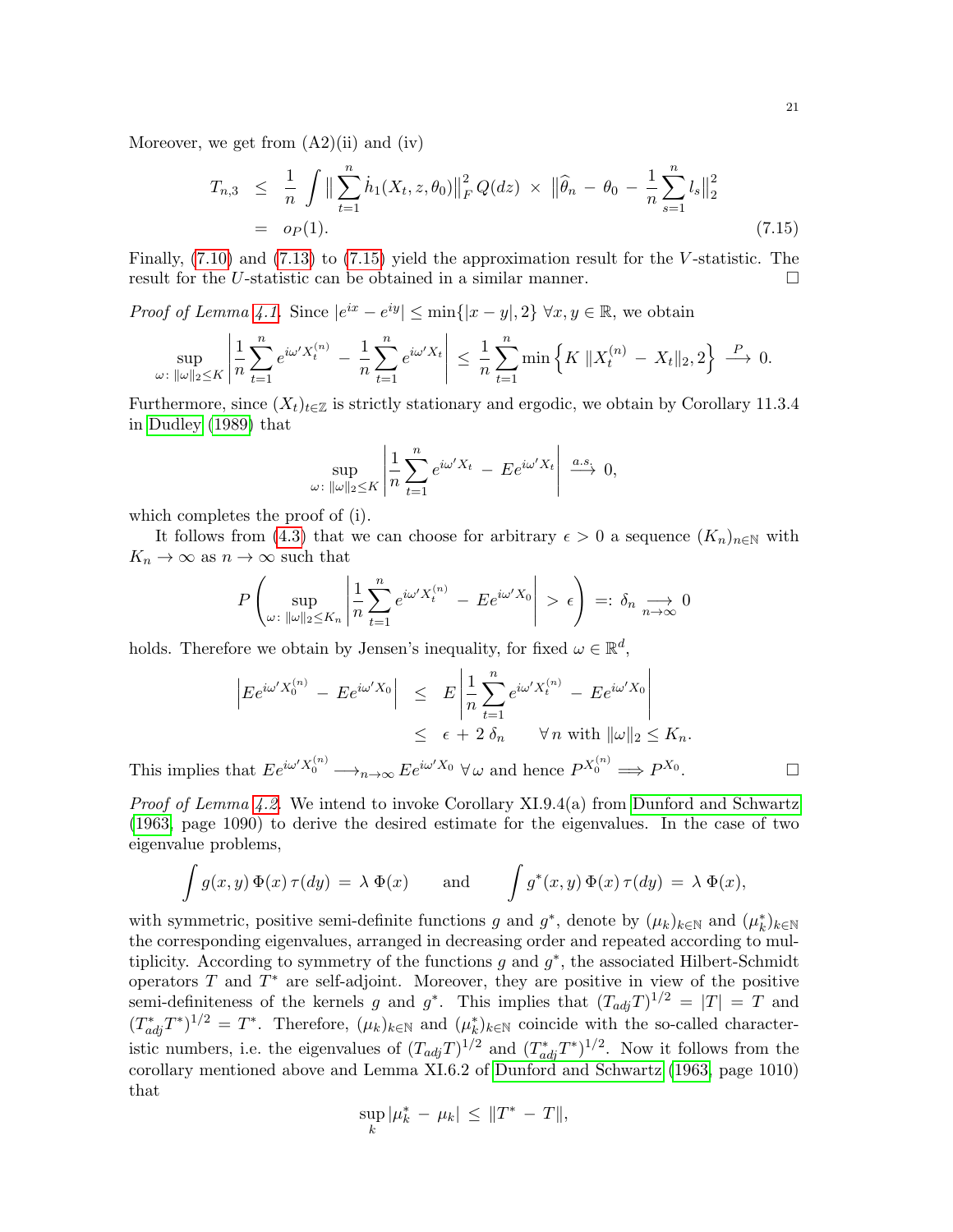Moreover, we get from (A2)(ii) and (iv)

$$
\begin{aligned}
T_{n,3} &\le \frac{1}{n} \int \Big\| \sum_{t=1}^n \dot{h}_1(X_t, z, \theta_0) \Big\|_F^2 \, Q(dz) \; \times \; \Big\| \widehat{\theta}_n - \theta_0 - \frac{1}{n} \sum_{s=1}^n l_s \Big\|_2^2 \\
&= o_P(1). \qquad (7.15)
\end{aligned}
$$

Finally, (7.10) and (7.13) to (7.15) yield the approximation result for the $V$-statistic. The result for the $U$-statistic can be obtained in a similar manner. $\square$

*Proof of Lemma 4.1.* Since $|e^{ix} - e^{iy}| \le \min\{|x-y|, 2\} \; \forall x, y \in \mathbb{R}$, we obtain

$$
\sup_{\omega:\, \|\omega\|_2 \le K} \left| \frac{1}{n} \sum_{t=1}^n e^{i\omega' X_t^{(n)}} - \frac{1}{n} \sum_{t=1}^n e^{i\omega' X_t} \right| \le \frac{1}{n} \sum_{t=1}^n \min\Big\{ K \, \|X_t^{(n)} - X_t\|_2, 2 \Big\} \stackrel{P}{\longrightarrow} 0.
$$

Furthermore, since $(X_t)_{t\in\mathbb{Z}}$ is strictly stationary and ergodic, we obtain by Corollary 11.3.4 in Dudley (1989) that

$$
\sup_{\omega:\, \|\omega\|_2 \le K} \left| \frac{1}{n} \sum_{t=1}^n e^{i\omega' X_t} - E e^{i\omega' X_t} \right| \stackrel{a.s.}{\longrightarrow} 0,
$$

which completes the proof of (i).

It follows from (4.3) that we can choose for arbitrary $\epsilon > 0$ a sequence $(K_n)_{n\in\mathbb{N}}$ with $K_n \to \infty$ as $n \to \infty$ such that

$$
P\left( \sup_{\omega:\, \|\omega\|_2 \le K_n} \left| \frac{1}{n} \sum_{t=1}^n e^{i\omega' X_t^{(n)}} - E e^{i\omega' X_0} \right| > \epsilon \right) =: \delta_n \underset{n\to\infty}{\longrightarrow} 0
$$

holds. Therefore we obtain by Jensen's inequality, for fixed $\omega \in \mathbb{R}^d$,

$$
\begin{aligned}
\left| E e^{i\omega' X_0^{(n)}} - E e^{i\omega' X_0} \right| &\le E \left| \frac{1}{n} \sum_{t=1}^n e^{i\omega' X_t^{(n)}} - E e^{i\omega' X_0} \right| \\
&\le \epsilon + 2\,\delta_n \qquad \forall\, n \text{ with } \|\omega\|_2 \le K_n.
\end{aligned}
$$

This implies that $E e^{i\omega' X_0^{(n)}} \longrightarrow_{n\to\infty} E e^{i\omega' X_0} \; \forall\, \omega$ and hence $P^{X_0^{(n)}} \Longrightarrow P^{X_0}$. $\square$

*Proof of Lemma 4.2.* We intend to invoke Corollary XI.9.4(a) from Dunford and Schwartz (1963, page 1090) to derive the desired estimate for the eigenvalues. In the case of two eigenvalue problems,

$$
\int g(x,y)\, \Phi(x)\, \tau(dy) = \lambda\, \Phi(x) \qquad \text{and} \qquad \int g^*(x,y)\, \Phi(x)\, \tau(dy) = \lambda\, \Phi(x),
$$

with symmetric, positive semi-definite functions $g$ and $g^*$, denote by $(\mu_k)_{k\in\mathbb{N}}$ and $(\mu_k^*)_{k\in\mathbb{N}}$ the corresponding eigenvalues, arranged in decreasing order and repeated according to multiplicity. According to symmetry of the functions $g$ and $g^*$, the associated Hilbert-Schmidt operators $T$ and $T^*$ are self-adjoint. Moreover, they are positive in view of the positive semi-definiteness of the kernels $g$ and $g^*$. This implies that $(T_{adj}T)^{1/2} = |T| = T$ and $(T_{adj}^* T^*)^{1/2} = T^*$. Therefore, $(\mu_k)_{k\in\mathbb{N}}$ and $(\mu_k^*)_{k\in\mathbb{N}}$ coincide with the so-called characteristic numbers, i.e. the eigenvalues of $(T_{adj}T)^{1/2}$ and $(T_{adj}^* T^*)^{1/2}$. Now it follows from the corollary mentioned above and Lemma XI.6.2 of Dunford and Schwartz (1963, page 1010) that

$$
\sup_k |\mu_k^* - \mu_k| \le \|T^* - T\|,
$$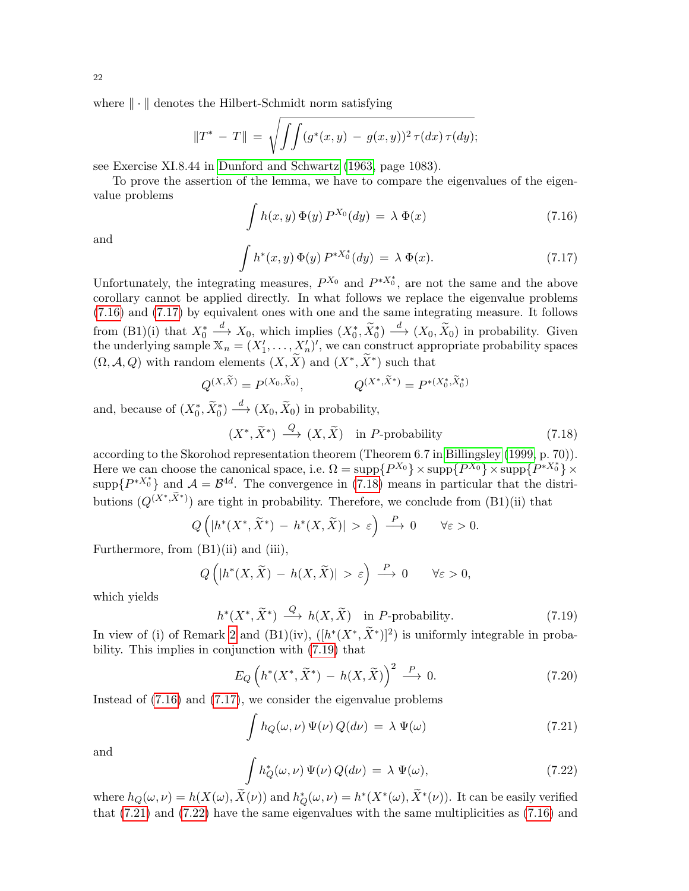where $\|\cdot\|$ denotes the Hilbert-Schmidt norm satisfying

$$\|T^* - T\| = \sqrt{\iint (g^*(x,y) - g(x,y))^2 \, \tau(dx) \, \tau(dy)};$$

see Exercise XI.8.44 in Dunford and Schwartz (1963, page 1083).

To prove the assertion of the lemma, we have to compare the eigenvalues of the eigenvalue problems

$$\int h(x,y) \, \Phi(y) \, P^{X_0}(dy) = \lambda \, \Phi(x) \tag{7.16}$$

and

$$\int h^*(x,y) \, \Phi(y) \, P^{*X_0^*}(dy) = \lambda \, \Phi(x). \tag{7.17}$$

Unfortunately, the integrating measures, $P^{X_0}$ and $P^{*X_0^*}$, are not the same and the above corollary cannot be applied directly. In what follows we replace the eigenvalue problems (7.16) and (7.17) by equivalent ones with one and the same integrating measure. It follows from (B1)(i) that $X_0^* \xrightarrow{d} X_0$, which implies $(X_0^*, \widetilde{X}_0^*) \xrightarrow{d} (X_0, \widetilde{X}_0)$ in probability. Given the underlying sample $\mathbb{X}_n = (X_1', \ldots, X_n')'$, we can construct appropriate probability spaces $(\Omega, \mathcal{A}, Q)$ with random elements $(X, \widetilde{X})$ and $(X^*, \widetilde{X}^*)$ such that

$$Q^{(X,\widetilde{X})} = P^{(X_0,\widetilde{X}_0)}, \qquad\qquad Q^{(X^*,\widetilde{X}^*)} = P^{*(X_0^*,\widetilde{X}_0^*)}$$

and, because of $(X_0^*, \widetilde{X}_0^*) \xrightarrow{d} (X_0, \widetilde{X}_0)$ in probability,

$$(X^*, \widetilde{X}^*) \xrightarrow{Q} (X, \widetilde{X}) \quad \text{in } P\text{-probability} \tag{7.18}$$

according to the Skorohod representation theorem (Theorem 6.7 in Billingsley (1999, p. 70)). Here we can choose the canonical space, i.e. $\Omega = \mathrm{supp}\{P^{X_0}\} \times \mathrm{supp}\{P^{X_0}\} \times \mathrm{supp}\{P^{*X_0^*}\} \times \mathrm{supp}\{P^{*X_0^*}\}$ and $\mathcal{A} = \mathcal{B}^{4d}$. The convergence in (7.18) means in particular that the distributions $(Q^{(X^*,\widetilde{X}^*)})$ are tight in probability. Therefore, we conclude from (B1)(ii) that

$$Q\left( |h^*(X^*, \widetilde{X}^*) - h^*(X, \widetilde{X})| > \varepsilon \right) \xrightarrow{P} 0 \qquad \forall \varepsilon > 0.$$

Furthermore, from (B1)(ii) and (iii),

$$Q\left( |h^*(X, \widetilde{X}) - h(X, \widetilde{X})| > \varepsilon \right) \xrightarrow{P} 0 \qquad \forall \varepsilon > 0,$$

which yields

$$h^*(X^*, \widetilde{X}^*) \xrightarrow{Q} h(X, \widetilde{X}) \quad \text{in } P\text{-probability}. \tag{7.19}$$

In view of (i) of Remark 2 and (B1)(iv), $([h^*(X^*, \widetilde{X}^*)]^2)$ is uniformly integrable in probability. This implies in conjunction with (7.19) that

$$E_Q \left( h^*(X^*, \widetilde{X}^*) - h(X, \widetilde{X}) \right)^2 \xrightarrow{P} 0. \tag{7.20}$$

Instead of (7.16) and (7.17), we consider the eigenvalue problems

$$\int h_Q(\omega, \nu) \, \Psi(\nu) \, Q(d\nu) = \lambda \, \Psi(\omega) \tag{7.21}$$

and

$$\int h_Q^*(\omega, \nu) \, \Psi(\nu) \, Q(d\nu) = \lambda \, \Psi(\omega), \tag{7.22}$$

where $h_Q(\omega, \nu) = h(X(\omega), \widetilde{X}(\nu))$ and $h_Q^*(\omega, \nu) = h^*(X^*(\omega), \widetilde{X}^*(\nu))$. It can be easily verified that (7.21) and (7.22) have the same eigenvalues with the same multiplicities as (7.16) and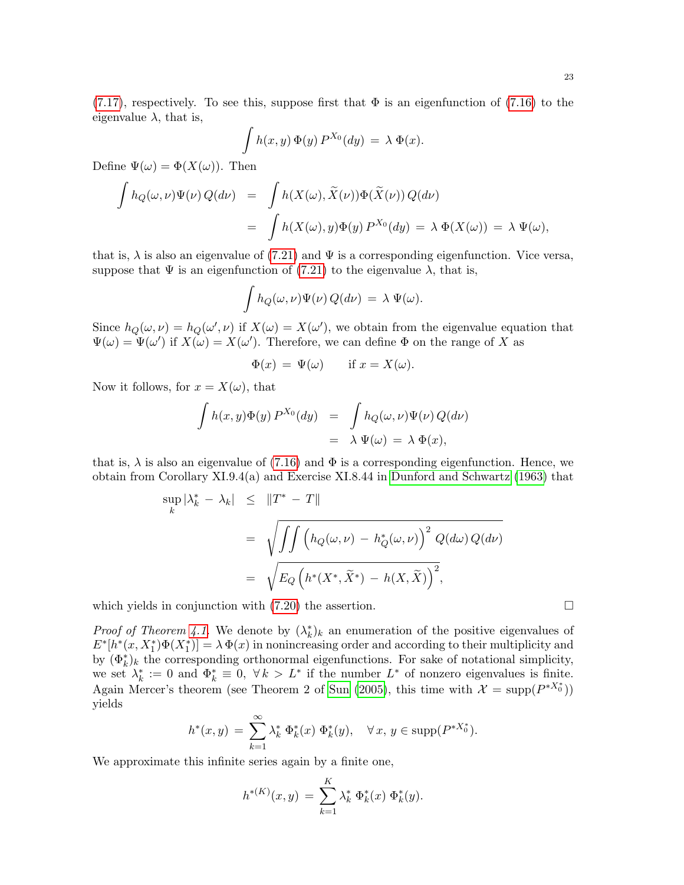(7.17), respectively. To see this, suppose first that $\Phi$ is an eigenfunction of (7.16) to the eigenvalue $\lambda$, that is,

$$\int h(x,y)\,\Phi(y)\,P^{X_0}(dy) \;=\; \lambda\,\Phi(x).$$

Define $\Psi(\omega) = \Phi(X(\omega))$. Then

$$\begin{aligned}
\int h_Q(\omega,\nu)\Psi(\nu)\,Q(d\nu) &= \int h(X(\omega),\widetilde{X}(\nu))\Phi(\widetilde{X}(\nu))\,Q(d\nu) \\
&= \int h(X(\omega),y)\Phi(y)\,P^{X_0}(dy) \;=\; \lambda\,\Phi(X(\omega)) \;=\; \lambda\,\Psi(\omega),
\end{aligned}$$

that is, $\lambda$ is also an eigenvalue of (7.21) and $\Psi$ is a corresponding eigenfunction. Vice versa, suppose that $\Psi$ is an eigenfunction of (7.21) to the eigenvalue $\lambda$, that is,

$$\int h_Q(\omega,\nu)\Psi(\nu)\,Q(d\nu) \;=\; \lambda\,\Psi(\omega).$$

Since $h_Q(\omega,\nu) = h_Q(\omega',\nu)$ if $X(\omega) = X(\omega')$, we obtain from the eigenvalue equation that $\Psi(\omega) = \Psi(\omega')$ if $X(\omega) = X(\omega')$. Therefore, we can define $\Phi$ on the range of $X$ as

$$\Phi(x) \;=\; \Psi(\omega) \qquad \text{if } x = X(\omega).$$

Now it follows, for $x = X(\omega)$, that

$$\begin{aligned}
\int h(x,y)\Phi(y)\,P^{X_0}(dy) &= \int h_Q(\omega,\nu)\Psi(\nu)\,Q(d\nu) \\
&= \lambda\,\Psi(\omega) \;=\; \lambda\,\Phi(x),
\end{aligned}$$

that is, $\lambda$ is also an eigenvalue of (7.16) and $\Phi$ is a corresponding eigenfunction. Hence, we obtain from Corollary XI.9.4(a) and Exercise XI.8.44 in Dunford and Schwartz (1963) that

$$\begin{aligned}
\sup_k |\lambda_k^* - \lambda_k| &\leq \|T^* - T\| \\
&= \sqrt{\iint \Big(h_Q(\omega,\nu) - h_Q^*(\omega,\nu)\Big)^2\,Q(d\omega)\,Q(d\nu)} \\
&= \sqrt{E_Q\Big(h^*(X^*,\widetilde{X}^*) - h(X,\widetilde{X})\Big)^2},
\end{aligned}$$

which yields in conjunction with (7.20) the assertion. □

*Proof of Theorem 4.1.* We denote by $(\lambda_k^*)_k$ an enumeration of the positive eigenvalues of $E^*[h^*(x,X_1^*)\Phi(X_1^*)] = \lambda\,\Phi(x)$ in nonincreasing order and according to their multiplicity and by $(\Phi_k^*)_k$ the corresponding orthonormal eigenfunctions. For sake of notational simplicity, we set $\lambda_k^* := 0$ and $\Phi_k^* \equiv 0,\ \forall\, k > L^*$ if the number $L^*$ of nonzero eigenvalues is finite. Again Mercer's theorem (see Theorem 2 of Sun (2005), this time with $\mathcal{X} = \operatorname{supp}(P^{*X_0^*})$) yields

$$h^*(x,y) \;=\; \sum_{k=1}^{\infty} \lambda_k^*\,\Phi_k^*(x)\,\Phi_k^*(y), \quad \forall\, x,\, y \in \operatorname{supp}(P^{*X_0^*}).$$

We approximate this infinite series again by a finite one,

$$h^{*(K)}(x,y) \;=\; \sum_{k=1}^{K} \lambda_k^*\,\Phi_k^*(x)\,\Phi_k^*(y).$$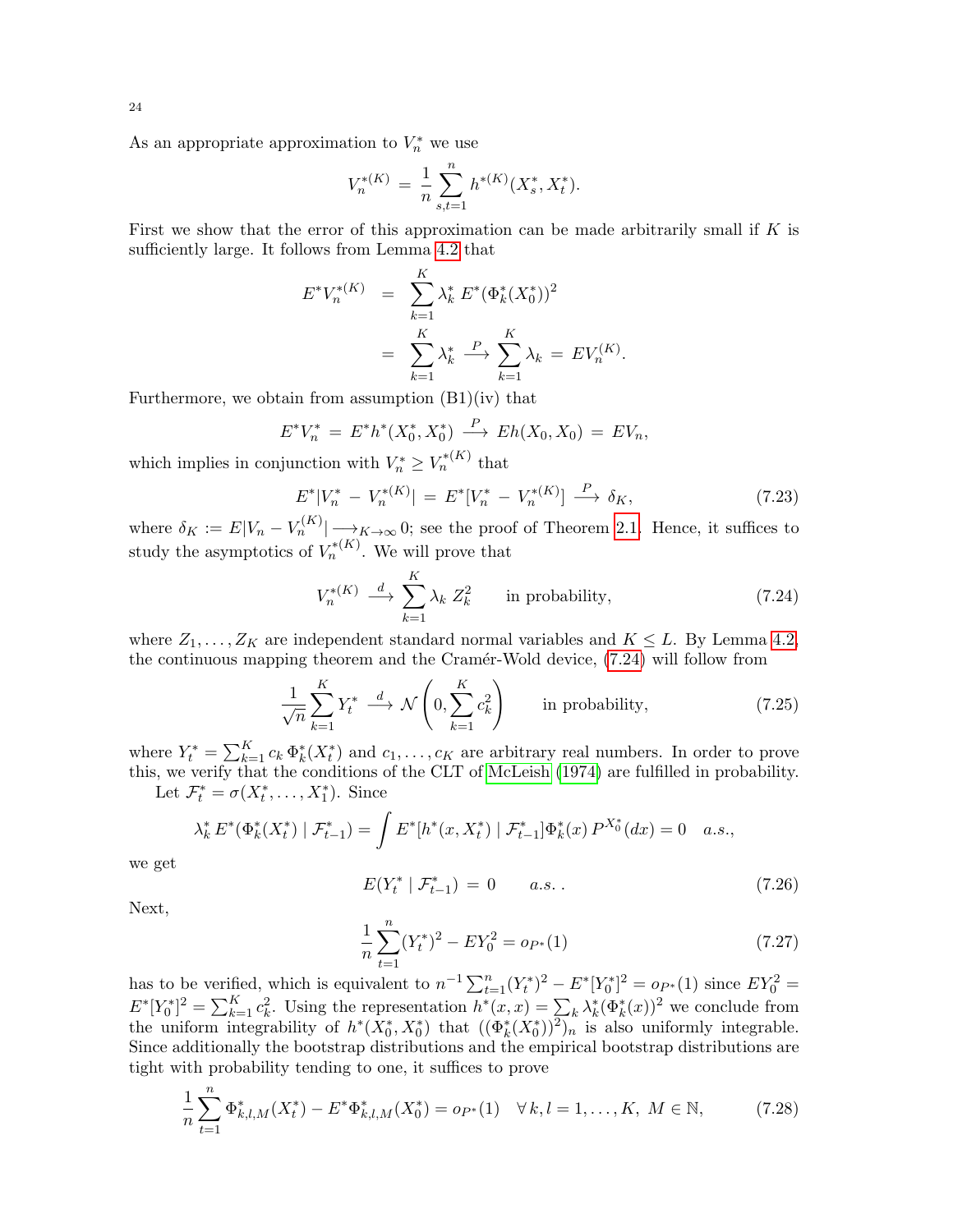As an appropriate approximation to $V_n^*$ we use

$$V_n^{*(K)} \,=\, \frac{1}{n} \sum_{s,t=1}^{n} h^{*(K)}(X_s^*, X_t^*).$$

First we show that the error of this approximation can be made arbitrarily small if $K$ is sufficiently large. It follows from Lemma 4.2 that

$$\begin{aligned} E^* V_n^{*(K)} &= \sum_{k=1}^{K} \lambda_k^* \, E^*(\Phi_k^*(X_0^*))^2 \\ &= \sum_{k=1}^{K} \lambda_k^* \,\stackrel{P}{\longrightarrow}\, \sum_{k=1}^{K} \lambda_k \,=\, E V_n^{(K)}. \end{aligned}$$

Furthermore, we obtain from assumption (B1)(iv) that

$$E^* V_n^* \,=\, E^* h^*(X_0^*, X_0^*) \,\stackrel{P}{\longrightarrow}\, E h(X_0, X_0) \,=\, E V_n,$$

which implies in conjunction with $V_n^* \geq V_n^{*(K)}$ that

$$E^* |V_n^* \,-\, V_n^{*(K)}| \,=\, E^*[V_n^* \,-\, V_n^{*(K)}] \,\stackrel{P}{\longrightarrow}\, \delta_K, \tag{7.23}$$

where $\delta_K := E|V_n - V_n^{(K)}| \longrightarrow_{K\to\infty} 0$; see the proof of Theorem 2.1. Hence, it suffices to study the asymptotics of $V_n^{*(K)}$. We will prove that

$$V_n^{*(K)} \,\stackrel{d}{\longrightarrow}\, \sum_{k=1}^{K} \lambda_k \, Z_k^2 \qquad \text{in probability}, \tag{7.24}$$

where $Z_1, \ldots, Z_K$ are independent standard normal variables and $K \leq L$. By Lemma 4.2, the continuous mapping theorem and the Cramér-Wold device, (7.24) will follow from

$$\frac{1}{\sqrt{n}} \sum_{k=1}^{K} Y_t^* \,\stackrel{d}{\longrightarrow}\, \mathcal{N}\left(0, \sum_{k=1}^{K} c_k^2\right) \qquad \text{in probability}, \tag{7.25}$$

where $Y_t^* = \sum_{k=1}^{K} c_k \, \Phi_k^*(X_t^*)$ and $c_1, \ldots, c_K$ are arbitrary real numbers. In order to prove this, we verify that the conditions of the CLT of McLeish (1974) are fulfilled in probability.

Let $\mathcal{F}_t^* = \sigma(X_t^*, \ldots, X_1^*)$. Since

$$\lambda_k^* \, E^*(\Phi_k^*(X_t^*) \mid \mathcal{F}_{t-1}^*) = \int E^*[h^*(x, X_t^*) \mid \mathcal{F}_{t-1}^*] \Phi_k^*(x) \, P^{X_0^*}(dx) = 0 \quad a.s.,$$

we get

$$E(Y_t^* \mid \mathcal{F}_{t-1}^*) \,=\, 0 \qquad a.s.\,. \tag{7.26}$$

Next,

$$\frac{1}{n} \sum_{t=1}^{n} (Y_t^*)^2 - E Y_0^2 = o_{P^*}(1) \tag{7.27}$$

has to be verified, which is equivalent to $n^{-1} \sum_{t=1}^{n} (Y_t^*)^2 - E^*[Y_0^*]^2 = o_{P^*}(1)$ since $E Y_0^2 = E^*[Y_0^*]^2 = \sum_{k=1}^{K} c_k^2$. Using the representation $h^*(x,x) = \sum_k \lambda_k^* (\Phi_k^*(x))^2$ we conclude from the uniform integrability of $h^*(X_0^*, X_0^*)$ that $((\Phi_k^*(X_0^*))^2)_n$ is also uniformly integrable. Since additionally the bootstrap distributions and the empirical bootstrap distributions are tight with probability tending to one, it suffices to prove

$$\frac{1}{n} \sum_{t=1}^{n} \Phi_{k,l,M}^*(X_t^*) - E^* \Phi_{k,l,M}^*(X_0^*) = o_{P^*}(1) \quad \forall\, k, l = 1, \ldots, K, \; M \in \mathbb{N}, \tag{7.28}$$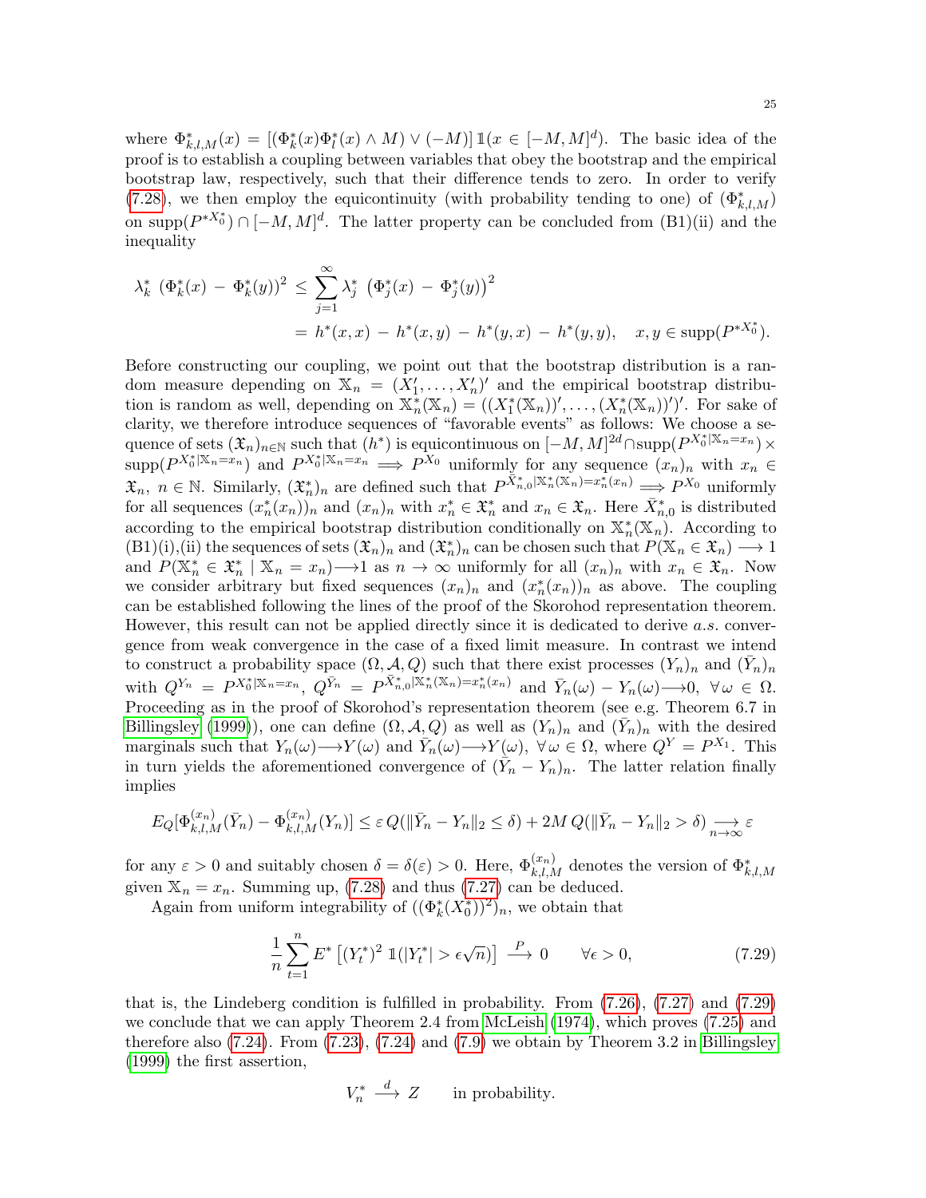where $\Phi^*_{k,l,M}(x) = [(\Phi^*_k(x)\Phi^*_l(x) \wedge M) \vee (-M)]\, \mathbb{1}(x \in [-M,M]^d)$. The basic idea of the proof is to establish a coupling between variables that obey the bootstrap and the empirical bootstrap law, respectively, such that their difference tends to zero. In order to verify (7.28), we then employ the equicontinuity (with probability tending to one) of $(\Phi^*_{k,l,M})$ on $\operatorname{supp}(P^{*X_0^*}) \cap [-M,M]^d$. The latter property can be concluded from (B1)(ii) and the inequality

$$
\begin{aligned}
\lambda_k^* \; (\Phi_k^*(x) \,-\, \Phi_k^*(y))^2 \;&\leq\; \sum_{j=1}^{\infty} \lambda_j^* \; \left(\Phi_j^*(x) \,-\, \Phi_j^*(y)\right)^2 \\
&= h^*(x,x) \,-\, h^*(x,y) \,-\, h^*(y,x) \,-\, h^*(y,y), \quad x,y \in \operatorname{supp}(P^{*X_0^*}).
\end{aligned}
$$

Before constructing our coupling, we point out that the bootstrap distribution is a random measure depending on $\mathbb{X}_n = (X_1', \ldots, X_n')'$ and the empirical bootstrap distribution is random as well, depending on $\mathbb{X}_n^*(\mathbb{X}_n) = ((X_1^*(\mathbb{X}_n))', \ldots, (X_n^*(\mathbb{X}_n))')'$. For sake of clarity, we therefore introduce sequences of "favorable events" as follows: We choose a sequence of sets $(\mathfrak{X}_n)_{n\in\mathbb{N}}$ such that $(h^*)$ is equicontinuous on $[-M,M]^{2d} \cap \operatorname{supp}(P^{X_0^*|\mathbb{X}_n = x_n}) \times \operatorname{supp}(P^{X_0^*|\mathbb{X}_n=x_n})$ and $P^{X_0^*|\mathbb{X}_n=x_n} \Longrightarrow P^{X_0}$ uniformly for any sequence $(x_n)_n$ with $x_n \in \mathfrak{X}_n,\ n \in \mathbb{N}$. Similarly, $(\mathfrak{X}_n^*)_n$ are defined such that $P^{\bar{X}^*_{n,0}|\mathbb{X}^*_n(\mathbb{X}_n)=x^*_n(x_n)} \Longrightarrow P^{X_0}$ uniformly for all sequences $(x_n^*(x_n))_n$ and $(x_n)_n$ with $x_n^* \in \mathfrak{X}_n^*$ and $x_n \in \mathfrak{X}_n$. Here $\bar{X}^*_{n,0}$ is distributed according to the empirical bootstrap distribution conditionally on $\mathbb{X}_n^*(\mathbb{X}_n)$. According to (B1)(i),(ii) the sequences of sets $(\mathfrak{X}_n)_n$ and $(\mathfrak{X}_n^*)_n$ can be chosen such that $P(\mathbb{X}_n \in \mathfrak{X}_n) \longrightarrow 1$ and $P(\mathbb{X}_n^* \in \mathfrak{X}_n^* \mid \mathbb{X}_n = x_n) \longrightarrow 1$ as $n \to \infty$ uniformly for all $(x_n)_n$ with $x_n \in \mathfrak{X}_n$. Now we consider arbitrary but fixed sequences $(x_n)_n$ and $(x_n^*(x_n))_n$ as above. The coupling can be established following the lines of the proof of the Skorohod representation theorem. However, this result can not be applied directly since it is dedicated to derive $a.s.$ convergence from weak convergence in the case of a fixed limit measure. In contrast we intend to construct a probability space $(\Omega, \mathcal{A}, Q)$ such that there exist processes $(Y_n)_n$ and $(\bar{Y}_n)_n$ with $Q^{Y_n} = P^{X_0^*|\mathbb{X}_n = x_n}$, $Q^{\bar{Y}_n} = P^{\bar{X}^*_{n,0}|\mathbb{X}^*_n(\mathbb{X}_n)=x^*_n(x_n)}$ and $\bar{Y}_n(\omega) - Y_n(\omega) \longrightarrow 0,\ \forall\, \omega \in \Omega$. Proceeding as in the proof of Skorohod's representation theorem (see e.g. Theorem 6.7 in Billingsley (1999)), one can define $(\Omega, \mathcal{A}, Q)$ as well as $(Y_n)_n$ and $(\bar{Y}_n)_n$ with the desired marginals such that $Y_n(\omega) \longrightarrow Y(\omega)$ and $\bar{Y}_n(\omega) \longrightarrow Y(\omega),\ \forall\, \omega \in \Omega$, where $Q^Y = P^{X_1}$. This in turn yields the aforementioned convergence of $(\bar{Y}_n - Y_n)_n$. The latter relation finally implies

$$
E_Q[\Phi^{(x_n)}_{k,l,M}(\bar{Y}_n) - \Phi^{(x_n)}_{k,l,M}(Y_n)] \leq \varepsilon\, Q(\|\bar{Y}_n - Y_n\|_2 \leq \delta) + 2M\, Q(\|\bar{Y}_n - Y_n\|_2 > \delta) \underset{n\to\infty}{\longrightarrow} \varepsilon
$$

for any $\varepsilon > 0$ and suitably chosen $\delta = \delta(\varepsilon) > 0$. Here, $\Phi^{(x_n)}_{k,l,M}$ denotes the version of $\Phi^*_{k,l,M}$ given $\mathbb{X}_n = x_n$. Summing up, (7.28) and thus (7.27) can be deduced.

Again from uniform integrability of $((\Phi_k^*(X_0^*))^2)_n$, we obtain that

$$
\frac{1}{n} \sum_{t=1}^{n} E^* \left[ (Y_t^*)^2 \; \mathbb{1}(|Y_t^*| > \epsilon\sqrt{n}) \right] \; \overset{P}{\longrightarrow} \; 0 \qquad \forall \epsilon > 0, \tag{7.29}
$$

that is, the Lindeberg condition is fulfilled in probability. From (7.26), (7.27) and (7.29) we conclude that we can apply Theorem 2.4 from McLeish (1974), which proves (7.25) and therefore also (7.24). From (7.23), (7.24) and (7.9) we obtain by Theorem 3.2 in Billingsley (1999) the first assertion,

$$
V_n^* \overset{d}{\longrightarrow} Z \qquad \text{in probability.}
$$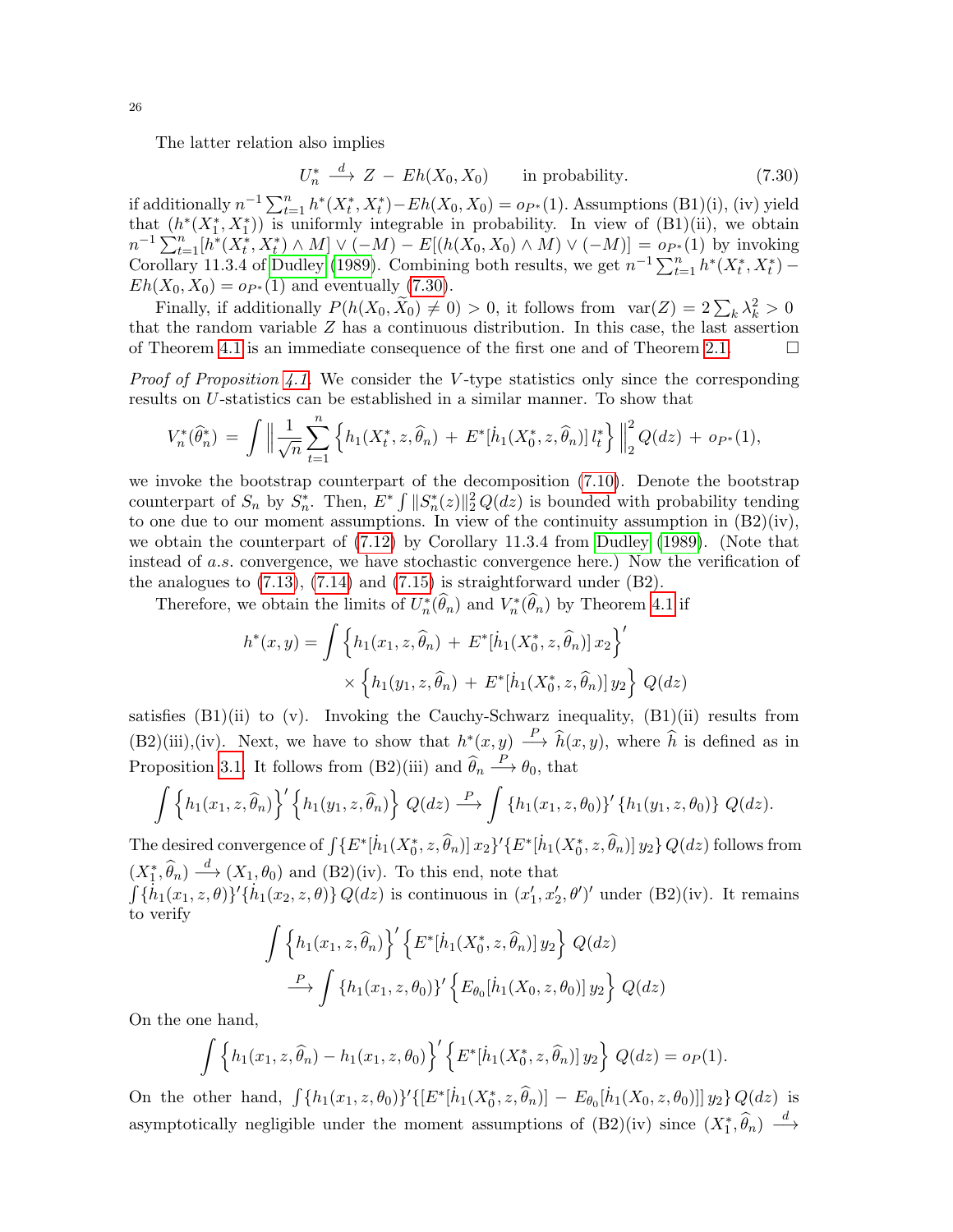The latter relation also implies

$$U_n^* \xrightarrow{d} Z - Eh(X_0, X_0) \qquad \text{in probability.} \tag{7.30}$$

if additionally $n^{-1}\sum_{t=1}^n h^*(X_t^*, X_t^*) - Eh(X_0, X_0) = o_{P^*}(1)$. Assumptions (B1)(i), (iv) yield that $(h^*(X_1^*, X_1^*))$ is uniformly integrable in probability. In view of (B1)(ii), we obtain $n^{-1}\sum_{t=1}^n [h^*(X_t^*, X_t^*) \wedge M] \vee (-M) - E[(h(X_0, X_0) \wedge M) \vee (-M)] = o_{P^*}(1)$ by invoking Corollary 11.3.4 of Dudley (1989). Combining both results, we get $n^{-1}\sum_{t=1}^n h^*(X_t^*, X_t^*) - Eh(X_0, X_0) = o_{P^*}(1)$ and eventually (7.30).

Finally, if additionally $P(h(X_0, \widetilde{X}_0) \neq 0) > 0$, it follows from $\operatorname{var}(Z) = 2\sum_k \lambda_k^2 > 0$ that the random variable $Z$ has a continuous distribution. In this case, the last assertion of Theorem 4.1 is an immediate consequence of the first one and of Theorem 2.1. $\square$

*Proof of Proposition 4.1.* We consider the $V$-type statistics only since the corresponding results on $U$-statistics can be established in a similar manner. To show that

$$V_n^*(\widehat{\theta}_n^*) = \int \Big\| \frac{1}{\sqrt{n}} \sum_{t=1}^n \Big\{ h_1(X_t^*, z, \widehat{\theta}_n) + E^*[\dot{h}_1(X_0^*, z, \widehat{\theta}_n)]\, l_t^* \Big\} \Big\|_2^2 \, Q(dz) + o_{P^*}(1),$$

we invoke the bootstrap counterpart of the decomposition (7.10). Denote the bootstrap counterpart of $S_n$ by $S_n^*$. Then, $E^* \int \|S_n^*(z)\|_2^2 \, Q(dz)$ is bounded with probability tending to one due to our moment assumptions. In view of the continuity assumption in (B2)(iv), we obtain the counterpart of (7.12) by Corollary 11.3.4 from Dudley (1989). (Note that instead of $a.s.$ convergence, we have stochastic convergence here.) Now the verification of the analogues to (7.13), (7.14) and (7.15) is straightforward under (B2).

Therefore, we obtain the limits of $U_n^*(\widehat{\theta}_n)$ and $V_n^*(\widehat{\theta}_n)$ by Theorem 4.1 if

$$\begin{aligned} h^*(x, y) = \int &\Big\{ h_1(x_1, z, \widehat{\theta}_n) + E^*[\dot{h}_1(X_0^*, z, \widehat{\theta}_n)]\, x_2 \Big\}' \\ &\times \Big\{ h_1(y_1, z, \widehat{\theta}_n) + E^*[\dot{h}_1(X_0^*, z, \widehat{\theta}_n)]\, y_2 \Big\} \, Q(dz) \end{aligned}$$

satisfies (B1)(ii) to (v). Invoking the Cauchy-Schwarz inequality, (B1)(ii) results from (B2)(iii),(iv). Next, we have to show that $h^*(x, y) \xrightarrow{P} \widehat{h}(x, y)$, where $\widehat{h}$ is defined as in Proposition 3.1. It follows from (B2)(iii) and $\widehat{\theta}_n \xrightarrow{P} \theta_0$, that

$$\int \Big\{ h_1(x_1, z, \widehat{\theta}_n) \Big\}' \Big\{ h_1(y_1, z, \widehat{\theta}_n) \Big\} \, Q(dz) \xrightarrow{P} \int \{ h_1(x_1, z, \theta_0) \}' \{ h_1(y_1, z, \theta_0) \} \, Q(dz).$$

The desired convergence of $\int \{E^*[\dot{h}_1(X_0^*, z, \widehat{\theta}_n)]\, x_2\}' \{E^*[\dot{h}_1(X_0^*, z, \widehat{\theta}_n)]\, y_2\} \, Q(dz)$ follows from $(X_1^*, \widehat{\theta}_n) \xrightarrow{d} (X_1, \theta_0)$ and (B2)(iv). To this end, note that $\int \{\dot{h}_1(x_1, z, \theta)\}' \{\dot{h}_1(x_2, z, \theta)\} \, Q(dz)$ is continuous in $(x_1', x_2', \theta')'$ under (B2)(iv). It remains to verify

$$\begin{aligned} \int &\Big\{ h_1(x_1, z, \widehat{\theta}_n) \Big\}' \Big\{ E^*[\dot{h}_1(X_0^*, z, \widehat{\theta}_n)]\, y_2 \Big\} \, Q(dz) \\ &\xrightarrow{P} \int \{ h_1(x_1, z, \theta_0) \}' \Big\{ E_{\theta_0}[\dot{h}_1(X_0, z, \theta_0)]\, y_2 \Big\} \, Q(dz) \end{aligned}$$

On the one hand,

$$\int \Big\{ h_1(x_1, z, \widehat{\theta}_n) - h_1(x_1, z, \theta_0) \Big\}' \Big\{ E^*[\dot{h}_1(X_0^*, z, \widehat{\theta}_n)]\, y_2 \Big\} \, Q(dz) = o_P(1).$$

On the other hand, $\int \{h_1(x_1, z, \theta_0)\}' \{[E^*[\dot{h}_1(X_0^*, z, \widehat{\theta}_n)] - E_{\theta_0}[\dot{h}_1(X_0, z, \theta_0)]]\, y_2\} \, Q(dz)$ is asymptotically negligible under the moment assumptions of (B2)(iv) since $(X_1^*, \widehat{\theta}_n) \xrightarrow{d}$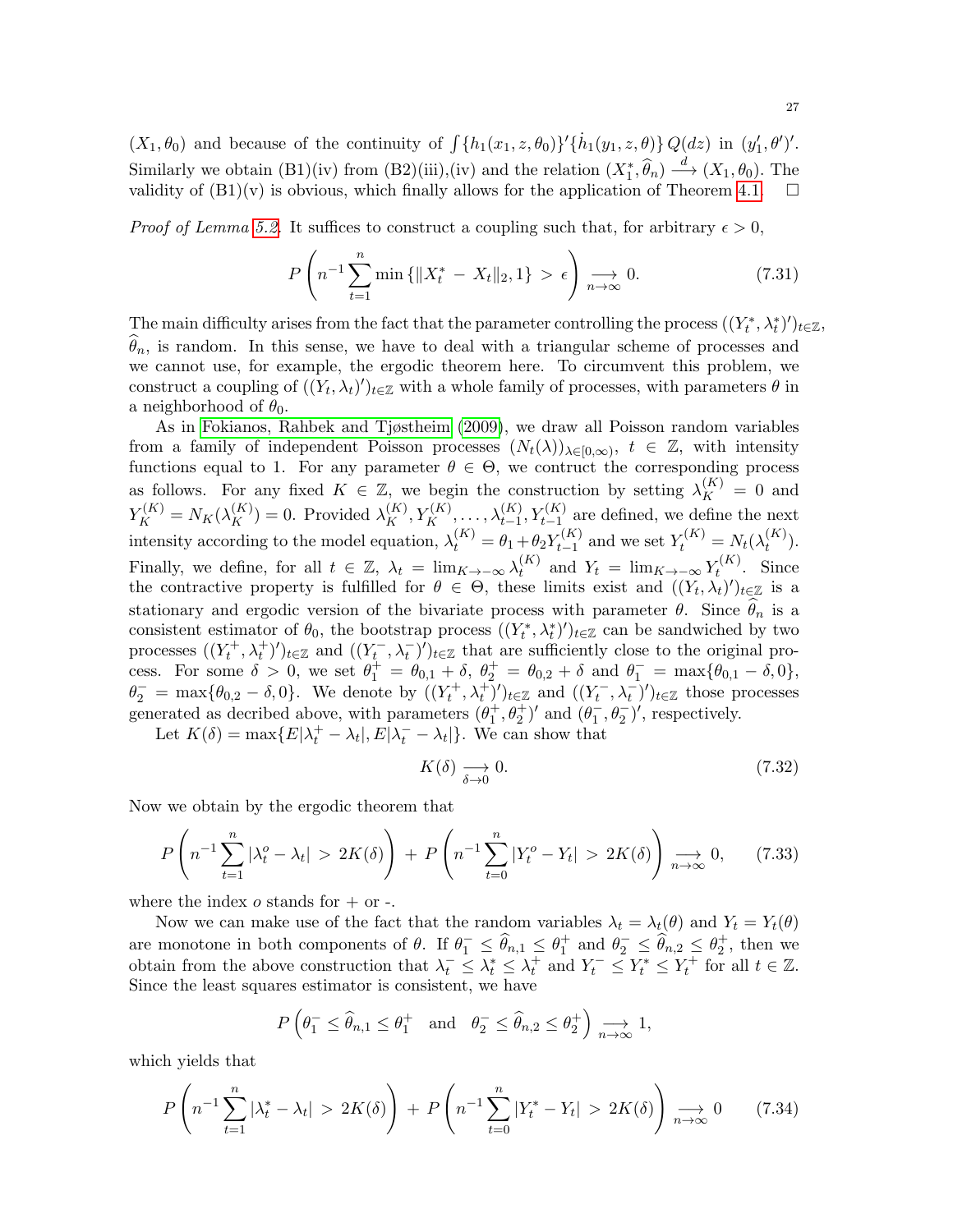$(X_1, \theta_0)$ and because of the continuity of $\int \{h_1(x_1, z, \theta_0)\}'\{\dot{h}_1(y_1, z, \theta)\}\, Q(dz)$ in $(y_1', \theta')'$. Similarly we obtain (B1)(iv) from (B2)(iii),(iv) and the relation $(X_1^*, \widehat{\theta}_n) \stackrel{d}{\longrightarrow} (X_1, \theta_0)$. The validity of (B1)(v) is obvious, which finally allows for the application of Theorem 4.1. $\square$

*Proof of Lemma 5.2.* It suffices to construct a coupling such that, for arbitrary $\epsilon > 0$,

$$P\left( n^{-1} \sum_{t=1}^{n} \min\{\|X_t^* \,-\, X_t\|_2, 1\} \,>\, \epsilon \right) \underset{n\to\infty}{\longrightarrow} 0. \tag{7.31}$$

The main difficulty arises from the fact that the parameter controlling the process $((Y_t^*, \lambda_t^*)')_{t\in\mathbb{Z}}$, $\widehat{\theta}_n$, is random. In this sense, we have to deal with a triangular scheme of processes and we cannot use, for example, the ergodic theorem here. To circumvent this problem, we construct a coupling of $((Y_t, \lambda_t)')_{t\in\mathbb{Z}}$ with a whole family of processes, with parameters $\theta$ in a neighborhood of $\theta_0$.

As in Fokianos, Rahbek and Tjøstheim (2009), we draw all Poisson random variables from a family of independent Poisson processes $(N_t(\lambda))_{\lambda\in[0,\infty)}$, $t \in \mathbb{Z}$, with intensity functions equal to 1. For any parameter $\theta \in \Theta$, we contruct the corresponding process as follows. For any fixed $K \in \mathbb{Z}$, we begin the construction by setting $\lambda_K^{(K)} = 0$ and $Y_K^{(K)} = N_K(\lambda_K^{(K)}) = 0$. Provided $\lambda_K^{(K)}, Y_K^{(K)}, \ldots, \lambda_{t-1}^{(K)}, Y_{t-1}^{(K)}$ are defined, we define the next intensity according to the model equation, $\lambda_t^{(K)} = \theta_1 + \theta_2 Y_{t-1}^{(K)}$ and we set $Y_t^{(K)} = N_t(\lambda_t^{(K)})$. Finally, we define, for all $t \in \mathbb{Z}$, $\lambda_t = \lim_{K\to-\infty} \lambda_t^{(K)}$ and $Y_t = \lim_{K\to-\infty} Y_t^{(K)}$. Since the contractive property is fulfilled for $\theta \in \Theta$, these limits exist and $((Y_t, \lambda_t)')_{t\in\mathbb{Z}}$ is a stationary and ergodic version of the bivariate process with parameter $\theta$. Since $\widehat{\theta}_n$ is a consistent estimator of $\theta_0$, the bootstrap process $((Y_t^*, \lambda_t^*)')_{t\in\mathbb{Z}}$ can be sandwiched by two processes $((Y_t^+, \lambda_t^+)')_{t\in\mathbb{Z}}$ and $((Y_t^-, \lambda_t^-)')_{t\in\mathbb{Z}}$ that are sufficiently close to the original process. For some $\delta > 0$, we set $\theta_1^+ = \theta_{0,1} + \delta$, $\theta_2^+ = \theta_{0,2} + \delta$ and $\theta_1^- = \max\{\theta_{0,1} - \delta, 0\}$, $\theta_2^- = \max\{\theta_{0,2} - \delta, 0\}$. We denote by $((Y_t^+, \lambda_t^+)')_{t\in\mathbb{Z}}$ and $((Y_t^-, \lambda_t^-)')_{t\in\mathbb{Z}}$ those processes generated as decribed above, with parameters $(\theta_1^+, \theta_2^+)'$ and $(\theta_1^-, \theta_2^-)'$, respectively.

Let $K(\delta) = \max\{E|\lambda_t^+ - \lambda_t|, E|\lambda_t^- - \lambda_t|\}$. We can show that

$$K(\delta) \underset{\delta\to 0}{\longrightarrow} 0. \tag{7.32}$$

Now we obtain by the ergodic theorem that

$$P\left( n^{-1} \sum_{t=1}^{n} |\lambda_t^o - \lambda_t| \,>\, 2K(\delta) \right) \,+\, P\left( n^{-1} \sum_{t=0}^{n} |Y_t^o - Y_t| \,>\, 2K(\delta) \right) \underset{n\to\infty}{\longrightarrow} 0, \tag{7.33}$$

where the index $o$ stands for + or -.

Now we can make use of the fact that the random variables $\lambda_t = \lambda_t(\theta)$ and $Y_t = Y_t(\theta)$ are monotone in both components of $\theta$. If $\theta_1^- \leq \widehat{\theta}_{n,1} \leq \theta_1^+$ and $\theta_2^- \leq \widehat{\theta}_{n,2} \leq \theta_2^+$, then we obtain from the above construction that $\lambda_t^- \leq \lambda_t^* \leq \lambda_t^+$ and $Y_t^- \leq Y_t^* \leq Y_t^+$ for all $t \in \mathbb{Z}$. Since the least squares estimator is consistent, we have

$$P\left( \theta_1^- \leq \widehat{\theta}_{n,1} \leq \theta_1^+ \quad \text{and} \quad \theta_2^- \leq \widehat{\theta}_{n,2} \leq \theta_2^+ \right) \underset{n\to\infty}{\longrightarrow} 1,$$

which yields that

$$P\left( n^{-1} \sum_{t=1}^{n} |\lambda_t^* - \lambda_t| \,>\, 2K(\delta) \right) \,+\, P\left( n^{-1} \sum_{t=0}^{n} |Y_t^* - Y_t| \,>\, 2K(\delta) \right) \underset{n\to\infty}{\longrightarrow} 0 \tag{7.34}$$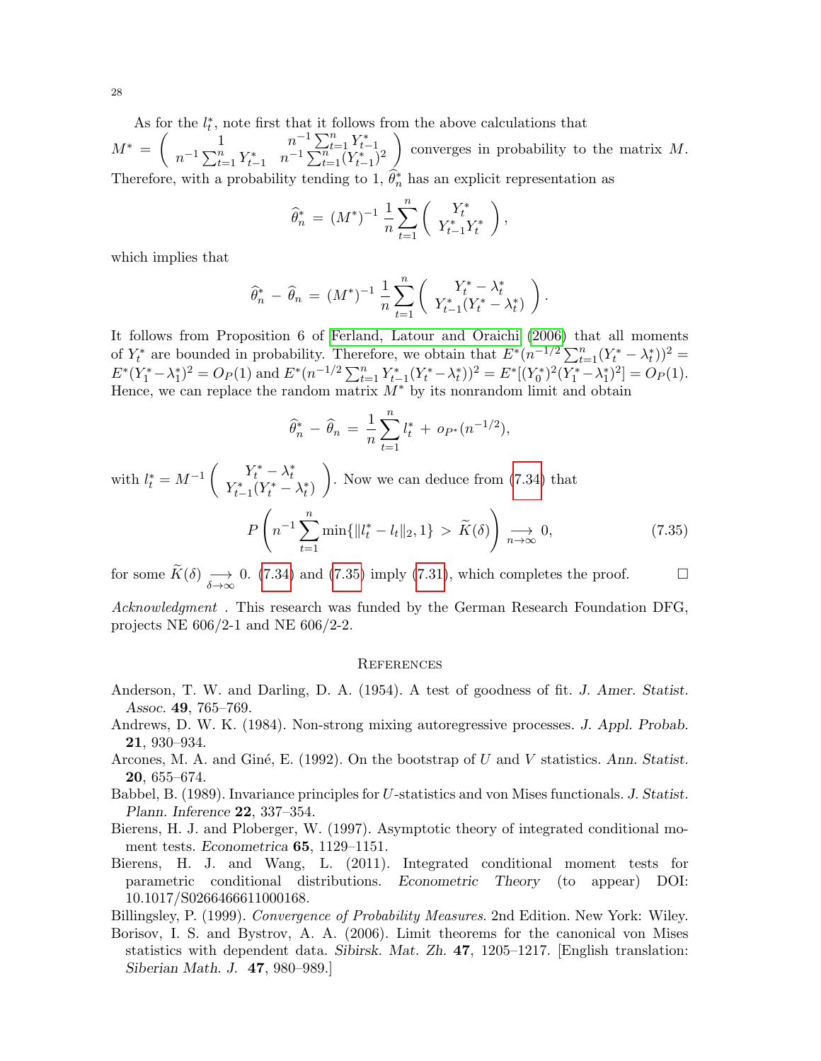As for the $l_t^*$, note first that it follows from the above calculations that $M^* = \begin{pmatrix} 1 & n^{-1}\sum_{t=1}^n Y_{t-1}^* \\ n^{-1}\sum_{t=1}^n Y_{t-1}^* & n^{-1}\sum_{t=1}^n (Y_{t-1}^*)^2 \end{pmatrix}$ converges in probability to the matrix $M$. Therefore, with a probability tending to 1, $\widehat{\theta}_n^*$ has an explicit representation as

$$\widehat{\theta}_n^* = (M^*)^{-1} \frac{1}{n} \sum_{t=1}^n \begin{pmatrix} Y_t^* \\ Y_{t-1}^* Y_t^* \end{pmatrix},$$

which implies that

$$\widehat{\theta}_n^* - \widehat{\theta}_n = (M^*)^{-1} \frac{1}{n} \sum_{t=1}^n \begin{pmatrix} Y_t^* - \lambda_t^* \\ Y_{t-1}^*(Y_t^* - \lambda_t^*) \end{pmatrix}.$$

It follows from Proposition 6 of Ferland, Latour and Oraichi (2006) that all moments of $Y_t^*$ are bounded in probability. Therefore, we obtain that $E^*(n^{-1/2}\sum_{t=1}^n (Y_t^* - \lambda_t^*))^2 = E^*(Y_1^* - \lambda_1^*)^2 = O_P(1)$ and $E^*(n^{-1/2}\sum_{t=1}^n Y_{t-1}^*(Y_t^* - \lambda_t^*))^2 = E^*[(Y_0^*)^2(Y_1^* - \lambda_1^*)^2] = O_P(1)$. Hence, we can replace the random matrix $M^*$ by its nonrandom limit and obtain

$$\widehat{\theta}_n^* - \widehat{\theta}_n = \frac{1}{n}\sum_{t=1}^n l_t^* + o_{P^*}(n^{-1/2}),$$

with $l_t^* = M^{-1}\begin{pmatrix} Y_t^* - \lambda_t^* \\ Y_{t-1}^*(Y_t^* - \lambda_t^*) \end{pmatrix}$. Now we can deduce from (7.34) that

$$P\left( n^{-1}\sum_{t=1}^n \min\{\|l_t^* - l_t\|_2, 1\} > \widetilde{K}(\delta) \right) \underset{n\to\infty}{\longrightarrow} 0, \tag{7.35}$$

for some $\widetilde{K}(\delta) \underset{\delta\to\infty}{\longrightarrow} 0$. (7.34) and (7.35) imply (7.31), which completes the proof. □

*Acknowledgment* . This research was funded by the German Research Foundation DFG, projects NE 606/2-1 and NE 606/2-2.

## References

Anderson, T. W. and Darling, D. A. (1954). A test of goodness of fit. *J. Amer. Statist. Assoc.* **49**, 765–769.

Andrews, D. W. K. (1984). Non-strong mixing autoregressive processes. *J. Appl. Probab.* **21**, 930–934.

Arcones, M. A. and Giné, E. (1992). On the bootstrap of $U$ and $V$ statistics. *Ann. Statist.* **20**, 655–674.

Babbel, B. (1989). Invariance principles for $U$-statistics and von Mises functionals. *J. Statist. Plann. Inference* **22**, 337–354.

Bierens, H. J. and Ploberger, W. (1997). Asymptotic theory of integrated conditional moment tests. *Econometrica* **65**, 1129–1151.

Bierens, H. J. and Wang, L. (2011). Integrated conditional moment tests for parametric conditional distributions. *Econometric Theory* (to appear) DOI: 10.1017/S0266466611000168.

Billingsley, P. (1999). *Convergence of Probability Measures.* 2nd Edition. New York: Wiley.

Borisov, I. S. and Bystrov, A. A. (2006). Limit theorems for the canonical von Mises statistics with dependent data. *Sibirsk. Mat. Zh.* **47**, 1205–1217. [English translation: *Siberian Math. J.* **47**, 980–989.]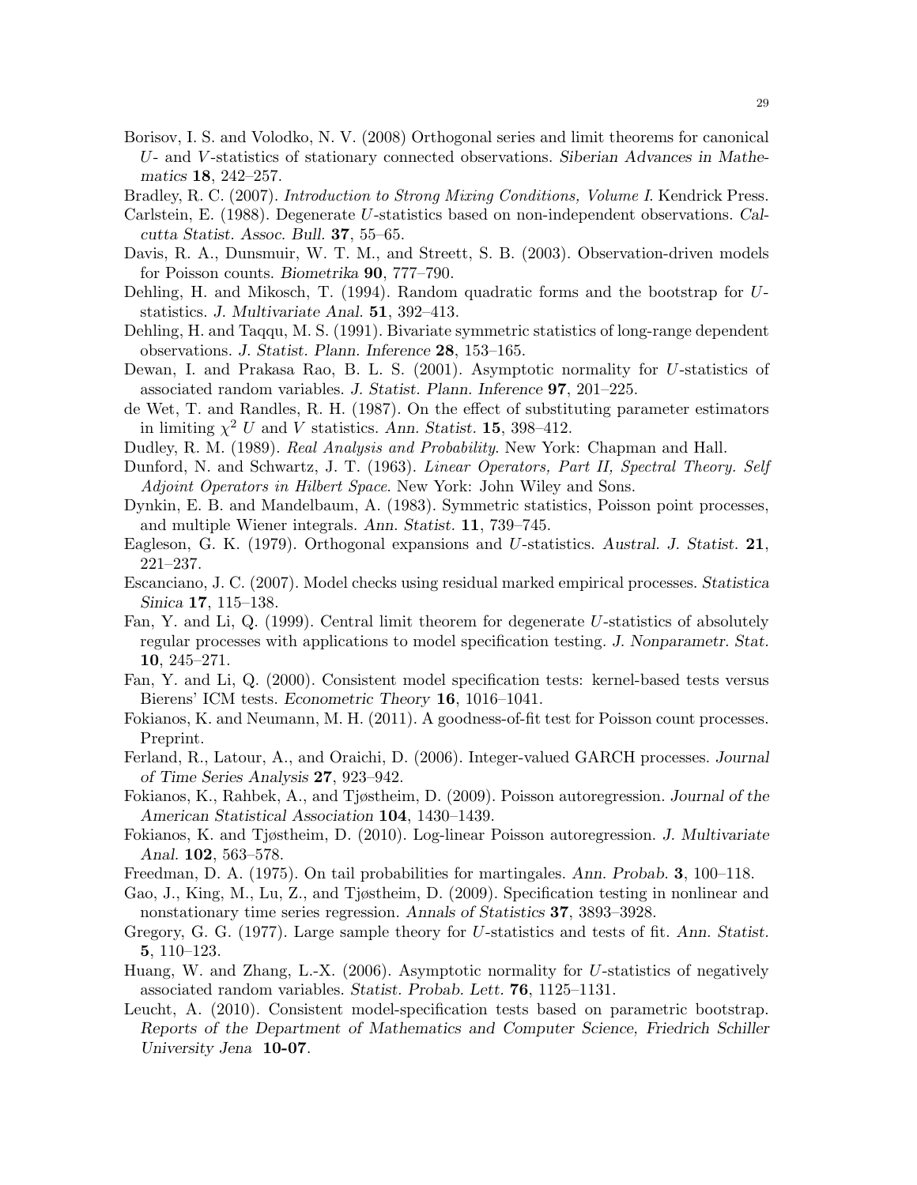Borisov, I. S. and Volodko, N. V. (2008) Orthogonal series and limit theorems for canonical $U$- and $V$-statistics of stationary connected observations. *Siberian Advances in Mathematics* **18**, 242–257.

Bradley, R. C. (2007). *Introduction to Strong Mixing Conditions, Volume I.* Kendrick Press.

Carlstein, E. (1988). Degenerate $U$-statistics based on non-independent observations. *Calcutta Statist. Assoc. Bull.* **37**, 55–65.

Davis, R. A., Dunsmuir, W. T. M., and Streett, S. B. (2003). Observation-driven models for Poisson counts. *Biometrika* **90**, 777–790.

Dehling, H. and Mikosch, T. (1994). Random quadratic forms and the bootstrap for $U$-statistics. *J. Multivariate Anal.* **51**, 392–413.

Dehling, H. and Taqqu, M. S. (1991). Bivariate symmetric statistics of long-range dependent observations. *J. Statist. Plann. Inference* **28**, 153–165.

Dewan, I. and Prakasa Rao, B. L. S. (2001). Asymptotic normality for $U$-statistics of associated random variables. *J. Statist. Plann. Inference* **97**, 201–225.

de Wet, T. and Randles, R. H. (1987). On the effect of substituting parameter estimators in limiting $\chi^2$ $U$ and $V$ statistics. *Ann. Statist.* **15**, 398–412.

Dudley, R. M. (1989). *Real Analysis and Probability*. New York: Chapman and Hall.

Dunford, N. and Schwartz, J. T. (1963). *Linear Operators, Part II, Spectral Theory. Self Adjoint Operators in Hilbert Space*. New York: John Wiley and Sons.

Dynkin, E. B. and Mandelbaum, A. (1983). Symmetric statistics, Poisson point processes, and multiple Wiener integrals. *Ann. Statist.* **11**, 739–745.

Eagleson, G. K. (1979). Orthogonal expansions and $U$-statistics. *Austral. J. Statist.* **21**, 221–237.

Escanciano, J. C. (2007). Model checks using residual marked empirical processes. *Statistica Sinica* **17**, 115–138.

Fan, Y. and Li, Q. (1999). Central limit theorem for degenerate $U$-statistics of absolutely regular processes with applications to model specification testing. *J. Nonparametr. Stat.* **10**, 245–271.

Fan, Y. and Li, Q. (2000). Consistent model specification tests: kernel-based tests versus Bierens' ICM tests. *Econometric Theory* **16**, 1016–1041.

Fokianos, K. and Neumann, M. H. (2011). A goodness-of-fit test for Poisson count processes. Preprint.

Ferland, R., Latour, A., and Oraichi, D. (2006). Integer-valued GARCH processes. *Journal of Time Series Analysis* **27**, 923–942.

Fokianos, K., Rahbek, A., and Tjøstheim, D. (2009). Poisson autoregression. *Journal of the American Statistical Association* **104**, 1430–1439.

Fokianos, K. and Tjøstheim, D. (2010). Log-linear Poisson autoregression. *J. Multivariate Anal.* **102**, 563–578.

Freedman, D. A. (1975). On tail probabilities for martingales. *Ann. Probab.* **3**, 100–118.

Gao, J., King, M., Lu, Z., and Tjøstheim, D. (2009). Specification testing in nonlinear and nonstationary time series regression. *Annals of Statistics* **37**, 3893–3928.

Gregory, G. G. (1977). Large sample theory for $U$-statistics and tests of fit. *Ann. Statist.* **5**, 110–123.

Huang, W. and Zhang, L.-X. (2006). Asymptotic normality for $U$-statistics of negatively associated random variables. *Statist. Probab. Lett.* **76**, 1125–1131.

Leucht, A. (2010). Consistent model-specification tests based on parametric bootstrap. *Reports of the Department of Mathematics and Computer Science, Friedrich Schiller University Jena* **10-07**.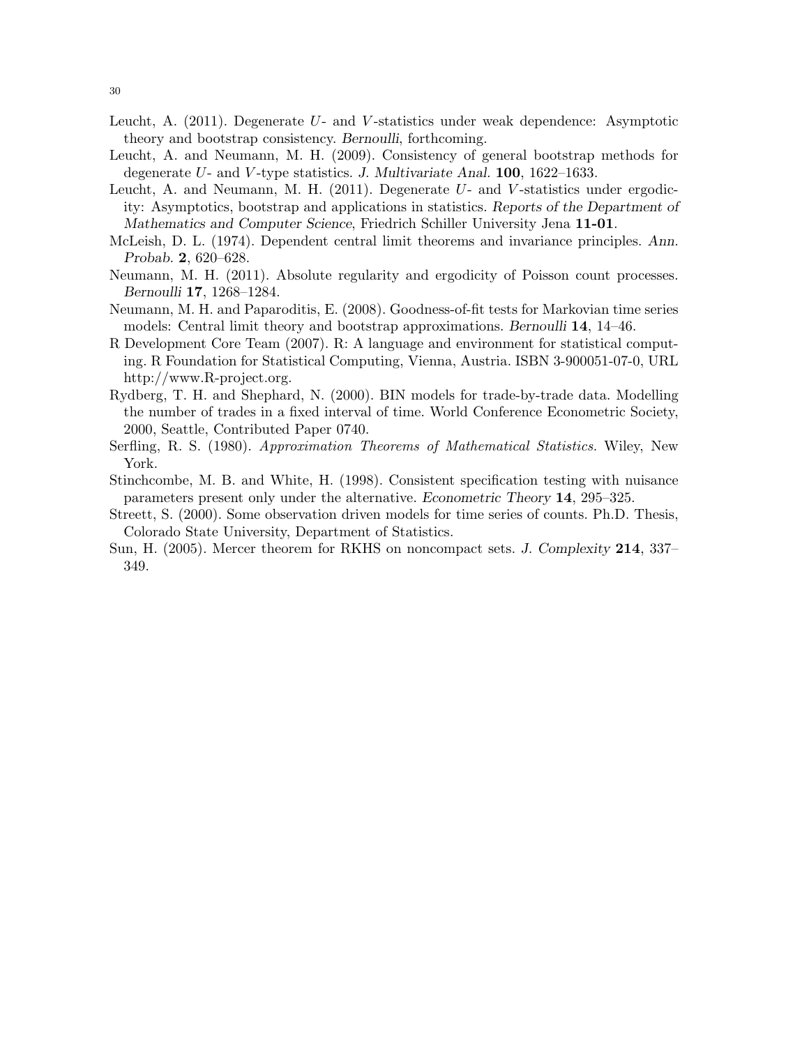Leucht, A. (2011). Degenerate $U$- and $V$-statistics under weak dependence: Asymptotic theory and bootstrap consistency. *Bernoulli*, forthcoming.

Leucht, A. and Neumann, M. H. (2009). Consistency of general bootstrap methods for degenerate $U$- and $V$-type statistics. *J. Multivariate Anal.* **100**, 1622–1633.

Leucht, A. and Neumann, M. H. (2011). Degenerate $U$- and $V$-statistics under ergodicity: Asymptotics, bootstrap and applications in statistics. *Reports of the Department of Mathematics and Computer Science*, Friedrich Schiller University Jena **11-01**.

McLeish, D. L. (1974). Dependent central limit theorems and invariance principles. *Ann. Probab.* **2**, 620–628.

Neumann, M. H. (2011). Absolute regularity and ergodicity of Poisson count processes. *Bernoulli* **17**, 1268–1284.

Neumann, M. H. and Paparoditis, E. (2008). Goodness-of-fit tests for Markovian time series models: Central limit theory and bootstrap approximations. *Bernoulli* **14**, 14–46.

R Development Core Team (2007). R: A language and environment for statistical computing. R Foundation for Statistical Computing, Vienna, Austria. ISBN 3-900051-07-0, URL http://www.R-project.org.

Rydberg, T. H. and Shephard, N. (2000). BIN models for trade-by-trade data. Modelling the number of trades in a fixed interval of time. World Conference Econometric Society, 2000, Seattle, Contributed Paper 0740.

Serfling, R. S. (1980). *Approximation Theorems of Mathematical Statistics.* Wiley, New York.

Stinchcombe, M. B. and White, H. (1998). Consistent specification testing with nuisance parameters present only under the alternative. *Econometric Theory* **14**, 295–325.

Streett, S. (2000). Some observation driven models for time series of counts. Ph.D. Thesis, Colorado State University, Department of Statistics.

Sun, H. (2005). Mercer theorem for RKHS on noncompact sets. *J. Complexity* **214**, 337–349.